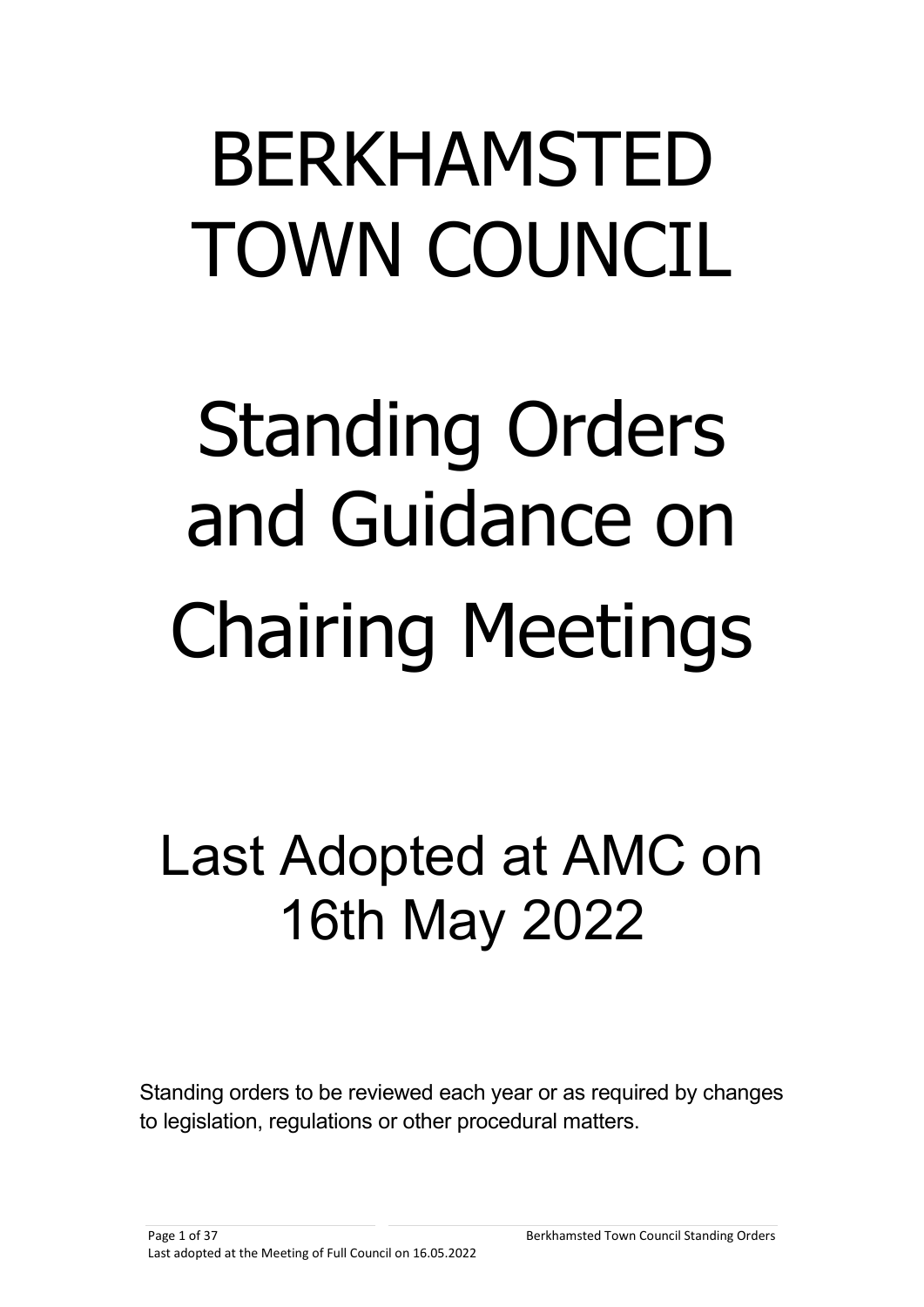# BERKHAMSTED TOWN COUNCIL

# Standing Orders and Guidance on Chairing Meetings

## Last Adopted at AMC on 16th May 2022

Standing orders to be reviewed each year or as required by changes to legislation, regulations or other procedural matters.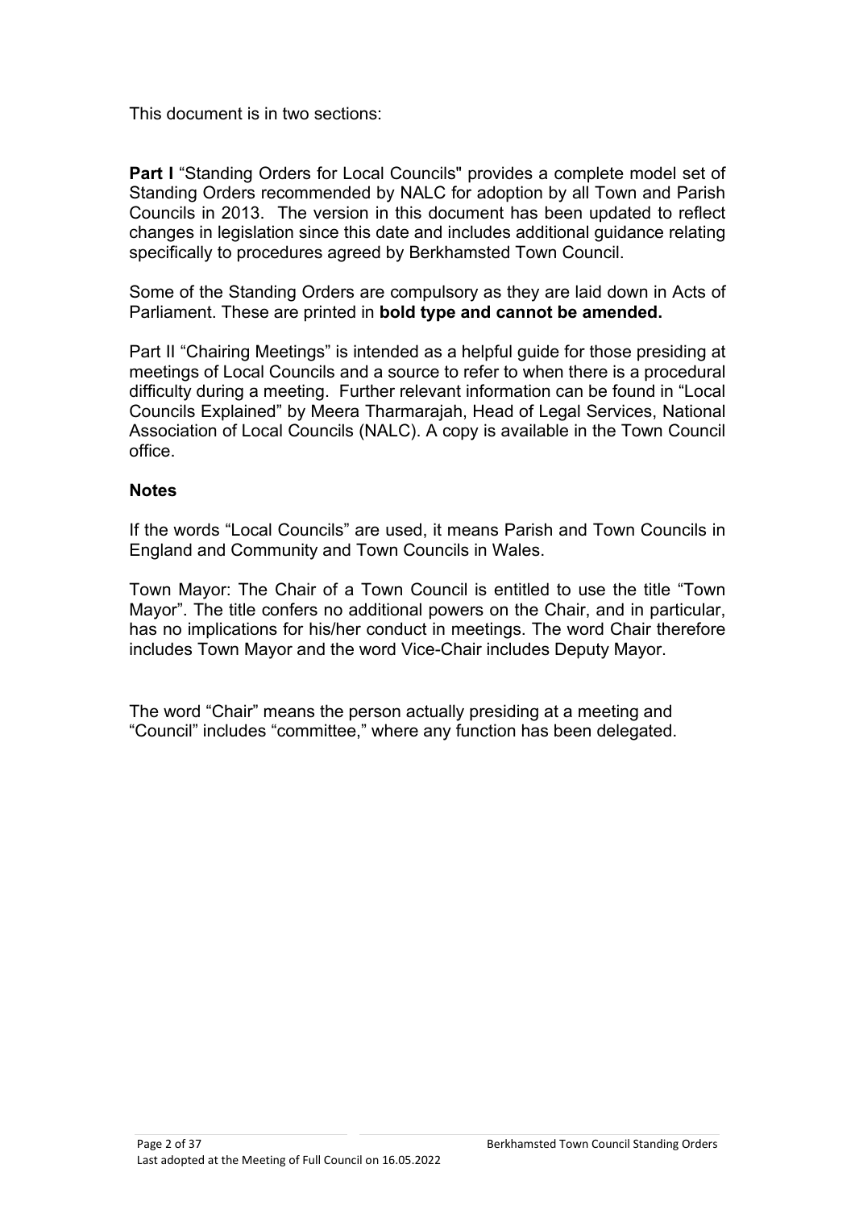This document is in two sections:

**Part I** "Standing Orders for Local Councils" provides a complete model set of Standing Orders recommended by NALC for adoption by all Town and Parish Councils in 2013. The version in this document has been updated to reflect changes in legislation since this date and includes additional guidance relating specifically to procedures agreed by Berkhamsted Town Council.

Some of the Standing Orders are compulsory as they are laid down in Acts of Parliament. These are printed in **bold type and cannot be amended.**

Part II "Chairing Meetings" is intended as a helpful guide for those presiding at meetings of Local Councils and a source to refer to when there is a procedural difficulty during a meeting. Further relevant information can be found in "Local Councils Explained" by Meera Tharmarajah, Head of Legal Services, National Association of Local Councils (NALC). A copy is available in the Town Council office.

**Notes**

If the words "Local Councils" are used, it means Parish and Town Councils in England and Community and Town Councils in Wales.

Town Mayor: The Chair of a Town Council is entitled to use the title "Town Mayor". The title confers no additional powers on the Chair, and in particular, has no implications for his/her conduct in meetings. The word Chair therefore includes Town Mayor and the word Vice-Chair includes Deputy Mayor.

The word "Chair" means the person actually presiding at a meeting and "Council" includes "committee," where any function has been delegated.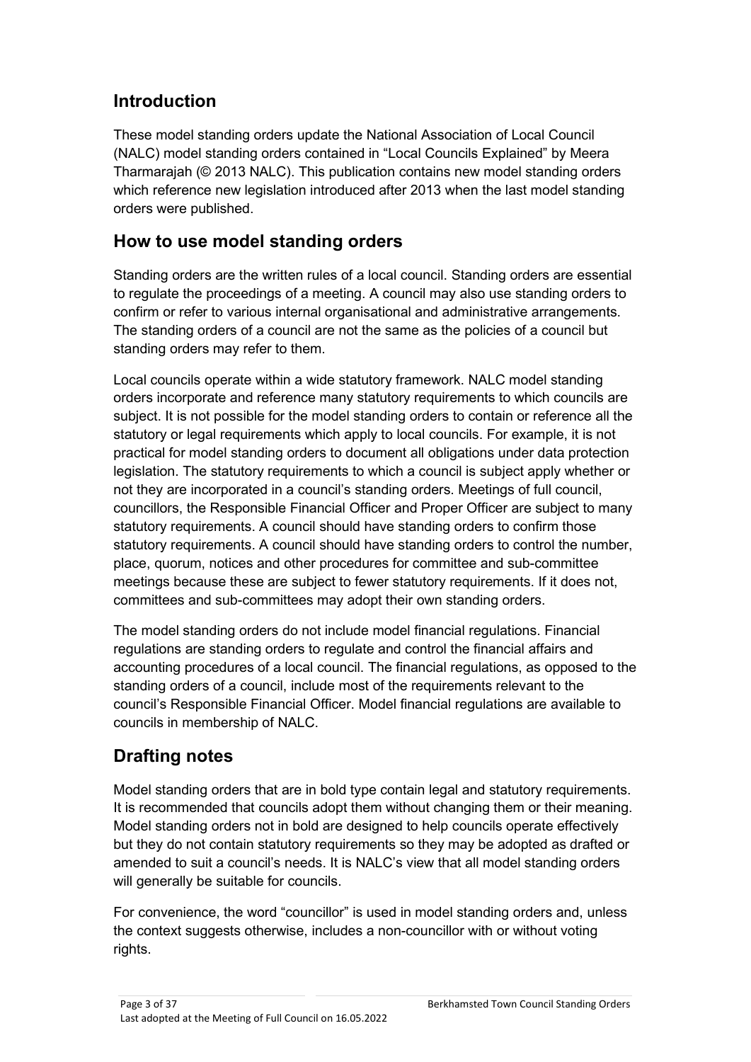## Introduction

These model standing orders update the National Association of Local Council (NALC) model standing orders contained in "Local Councils Explained" by Meera Tharmarajah (© 2013 NALC). This publication contains new model standing orders which reference new legislation introduced after 2013 when the last model standing orders were published.

## How to use model standing orders

Standing orders are the written rules of a local council. Standing orders are essential to regulate the proceedings of a meeting. A council may also use standing orders to confirm or refer to various internal organisational and administrative arrangements. The standing orders of a council are not the same as the policies of a council but standing orders may refer to them.

Local councils operate within a wide statutory framework. NALC model standing orders incorporate and reference many statutory requirements to which councils are subject. It is not possible for the model standing orders to contain or reference all the statutory or legal requirements which apply to local councils. For example, it is not practical for model standing orders to document all obligations under data protection legislation. The statutory requirements to which a council is subject apply whether or not they are incorporated in a council's standing orders. Meetings of full council, councillors, the Responsible Financial Officer and Proper Officer are subject to many statutory requirements. A council should have standing orders to confirm those statutory requirements. A council should have standing orders to control the number, place, quorum, notices and other procedures for committee and sub-committee meetings because these are subject to fewer statutory requirements. If it does not, committees and sub-committees may adopt their own standing orders.

The model standing orders do not include model financial regulations. Financial regulations are standing orders to regulate and control the financial affairs and accounting procedures of a local council. The financial regulations, as opposed to the standing orders of a council, include most of the requirements relevant to the council's Responsible Financial Officer. Model financial regulations are available to councils in membership of NALC.

## Drafting notes

Model standing orders that are in bold type contain legal and statutory requirements. It is recommended that councils adopt them without changing them or their meaning. Model standing orders not in bold are designed to help councils operate effectively but they do not contain statutory requirements so they may be adopted as drafted or amended to suit a council's needs. It is NALC's view that all model standing orders will generally be suitable for councils.

For convenience, the word "councillor" is used in model standing orders and, unless the context suggests otherwise, includes a non-councillor with or without voting rights.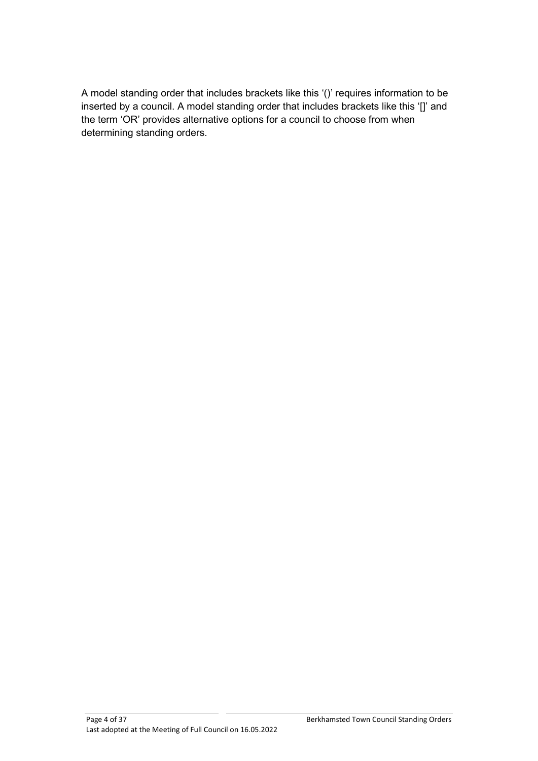A model standing order that includes brackets like this '()' requires information to be inserted by a council. A model standing order that includes brackets like this '[]' and the term 'OR' provides alternative options for a council to choose from when determining standing orders.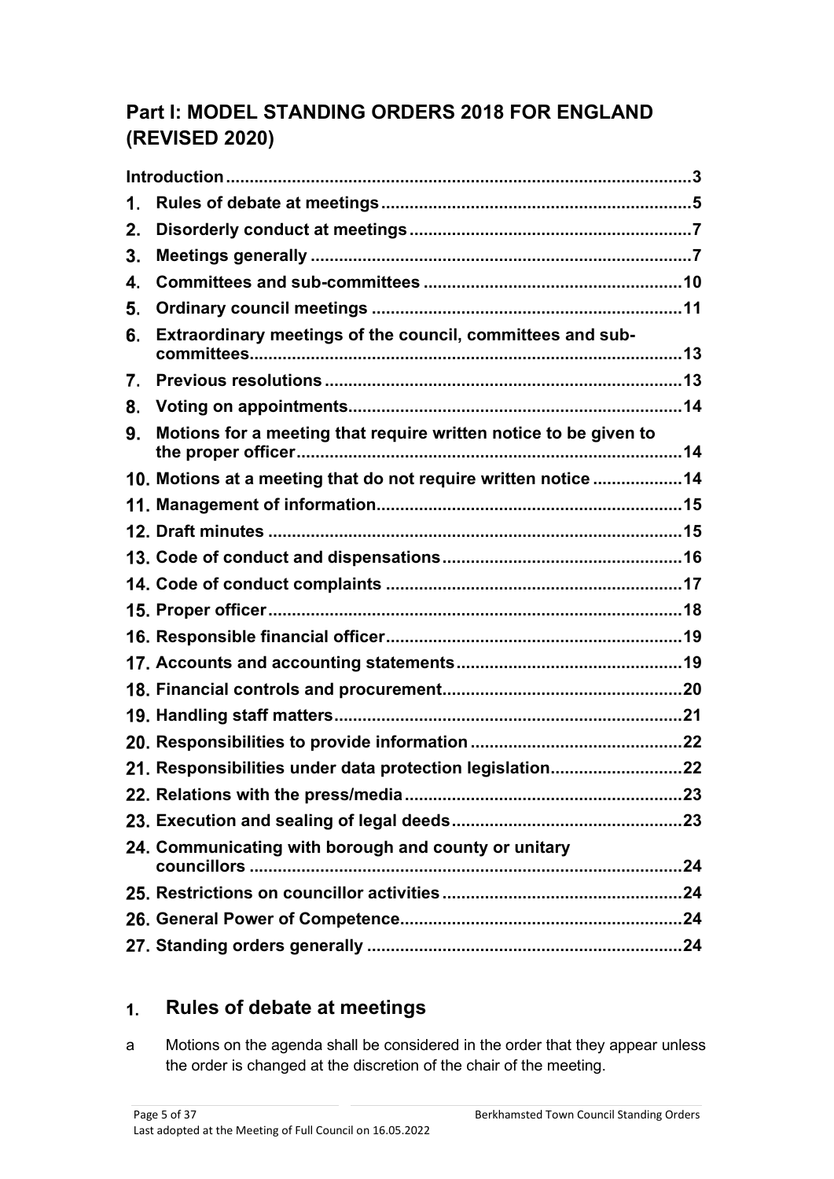## Part I: MODEL STANDING ORDERS 2018 FOR ENGLAND (REVISED 2020)

| | |
|---|---|
| Introduction | 3 |
| 1. Rules of debate at meetings | 5 |
| 2. Disorderly conduct at meetings | 7 |
| 3. Meetings generally | 7 |
| 4. Committees and sub-committees | 10 |
| 5. Ordinary council meetings | 11 |
| 6. Extraordinary meetings of the council, committees and sub-committees | 13 |
| 7. Previous resolutions | 13 |
| 8. Voting on appointments | 14 |
| 9. Motions for a meeting that require written notice to be given to the proper officer | 14 |
| 10. Motions at a meeting that do not require written notice | 14 |
| 11. Management of information | 15 |
| 12. Draft minutes | 15 |
| 13. Code of conduct and dispensations | 16 |
| 14. Code of conduct complaints | 17 |
| 15. Proper officer | 18 |
| 16. Responsible financial officer | 19 |
| 17. Accounts and accounting statements | 19 |
| 18. Financial controls and procurement | 20 |
| 19. Handling staff matters | 21 |
| 20. Responsibilities to provide information | 22 |
| 21. Responsibilities under data protection legislation | 22 |
| 22. Relations with the press/media | 23 |
| 23. Execution and sealing of legal deeds | 23 |
| 24. Communicating with borough and county or unitary councillors | 24 |
| 25. Restrictions on councillor activities | 24 |
| 26. General Power of Competence | 24 |
| 27. Standing orders generally | 24 |

## 1. Rules of debate at meetings

a Motions on the agenda shall be considered in the order that they appear unless the order is changed at the discretion of the chair of the meeting.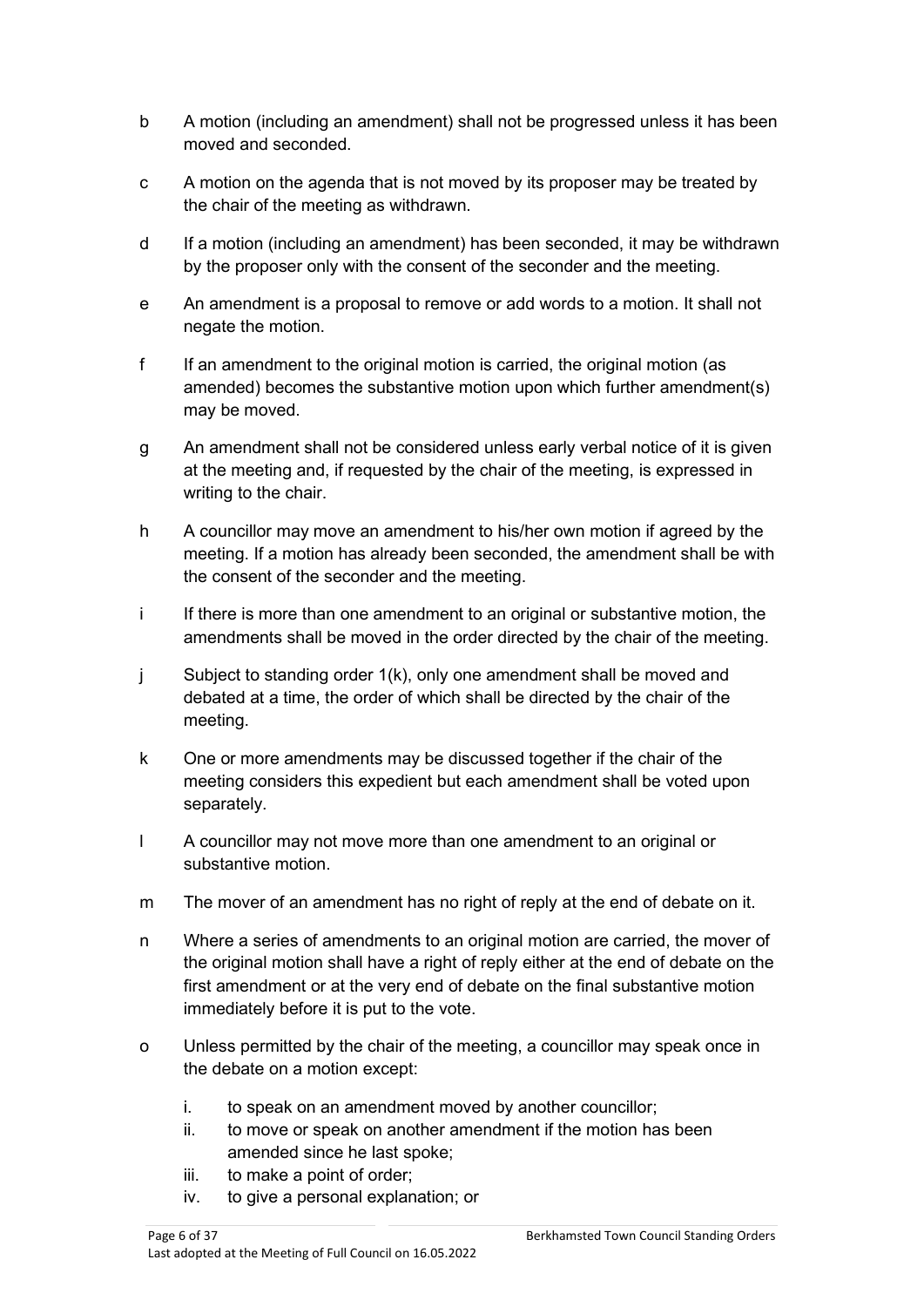b A motion (including an amendment) shall not be progressed unless it has been moved and seconded.

c A motion on the agenda that is not moved by its proposer may be treated by the chair of the meeting as withdrawn.

d If a motion (including an amendment) has been seconded, it may be withdrawn by the proposer only with the consent of the seconder and the meeting.

e An amendment is a proposal to remove or add words to a motion. It shall not negate the motion.

f If an amendment to the original motion is carried, the original motion (as amended) becomes the substantive motion upon which further amendment(s) may be moved.

g An amendment shall not be considered unless early verbal notice of it is given at the meeting and, if requested by the chair of the meeting, is expressed in writing to the chair.

h A councillor may move an amendment to his/her own motion if agreed by the meeting. If a motion has already been seconded, the amendment shall be with the consent of the seconder and the meeting.

i If there is more than one amendment to an original or substantive motion, the amendments shall be moved in the order directed by the chair of the meeting.

j Subject to standing order 1(k), only one amendment shall be moved and debated at a time, the order of which shall be directed by the chair of the meeting.

k One or more amendments may be discussed together if the chair of the meeting considers this expedient but each amendment shall be voted upon separately.

l A councillor may not move more than one amendment to an original or substantive motion.

m The mover of an amendment has no right of reply at the end of debate on it.

n Where a series of amendments to an original motion are carried, the mover of the original motion shall have a right of reply either at the end of debate on the first amendment or at the very end of debate on the final substantive motion immediately before it is put to the vote.

o Unless permitted by the chair of the meeting, a councillor may speak once in the debate on a motion except:

   i. to speak on an amendment moved by another councillor;
   ii. to move or speak on another amendment if the motion has been amended since he last spoke;
   iii. to make a point of order;
   iv. to give a personal explanation; or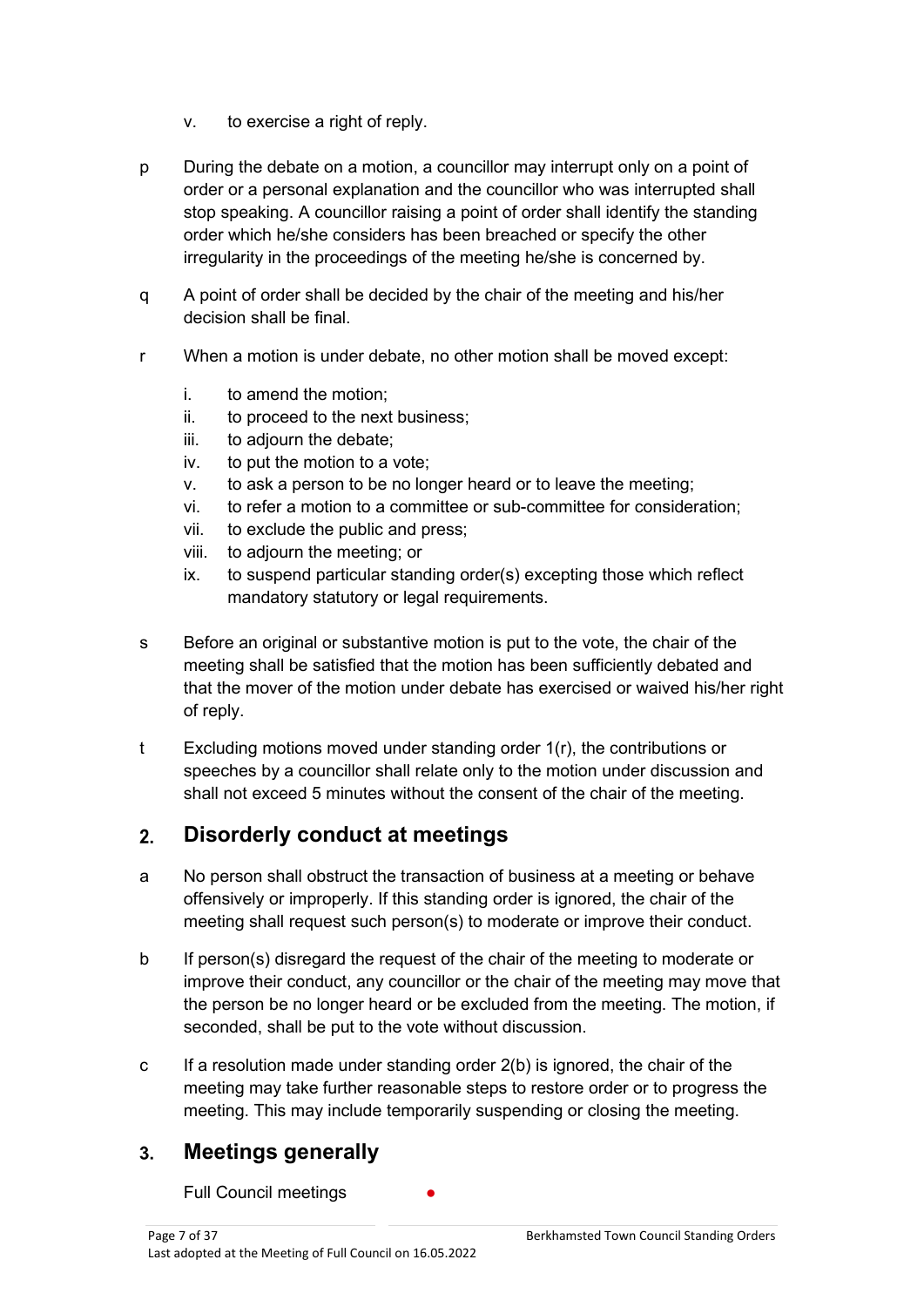v. to exercise a right of reply.

p During the debate on a motion, a councillor may interrupt only on a point of order or a personal explanation and the councillor who was interrupted shall stop speaking. A councillor raising a point of order shall identify the standing order which he/she considers has been breached or specify the other irregularity in the proceedings of the meeting he/she is concerned by.

q A point of order shall be decided by the chair of the meeting and his/her decision shall be final.

r When a motion is under debate, no other motion shall be moved except:

i. to amend the motion;
ii. to proceed to the next business;
iii. to adjourn the debate;
iv. to put the motion to a vote;
v. to ask a person to be no longer heard or to leave the meeting;
vi. to refer a motion to a committee or sub-committee for consideration;
vii. to exclude the public and press;
viii. to adjourn the meeting; or
ix. to suspend particular standing order(s) excepting those which reflect mandatory statutory or legal requirements.

s Before an original or substantive motion is put to the vote, the chair of the meeting shall be satisfied that the motion has been sufficiently debated and that the mover of the motion under debate has exercised or waived his/her right of reply.

t Excluding motions moved under standing order 1(r), the contributions or speeches by a councillor shall relate only to the motion under discussion and shall not exceed 5 minutes without the consent of the chair of the meeting.

## 2. Disorderly conduct at meetings

a No person shall obstruct the transaction of business at a meeting or behave offensively or improperly. If this standing order is ignored, the chair of the meeting shall request such person(s) to moderate or improve their conduct.

b If person(s) disregard the request of the chair of the meeting to moderate or improve their conduct, any councillor or the chair of the meeting may move that the person be no longer heard or be excluded from the meeting. The motion, if seconded, shall be put to the vote without discussion.

c If a resolution made under standing order 2(b) is ignored, the chair of the meeting may take further reasonable steps to restore order or to progress the meeting. This may include temporarily suspending or closing the meeting.

## 3. Meetings generally

Full Council meetings ●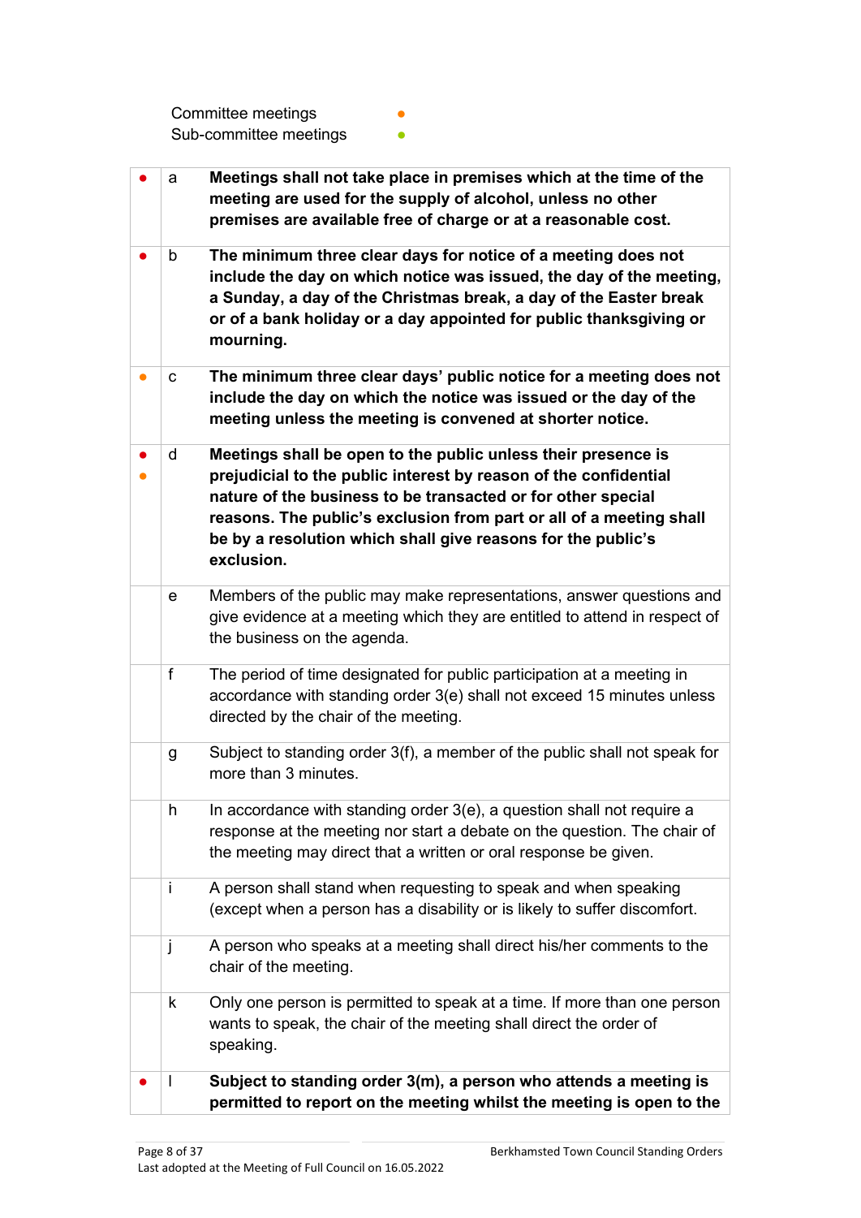Committee meetings ●
Sub-committee meetings ●

| | | |
|---|---|---|
| ● | a | **Meetings shall not take place in premises which at the time of the meeting are used for the supply of alcohol, unless no other premises are available free of charge or at a reasonable cost.** |
| ● | b | **The minimum three clear days for notice of a meeting does not include the day on which notice was issued, the day of the meeting, a Sunday, a day of the Christmas break, a day of the Easter break or of a bank holiday or a day appointed for public thanksgiving or mourning.** |
| ● | c | **The minimum three clear days' public notice for a meeting does not include the day on which the notice was issued or the day of the meeting unless the meeting is convened at shorter notice.** |
| ● ● | d | **Meetings shall be open to the public unless their presence is prejudicial to the public interest by reason of the confidential nature of the business to be transacted or for other special reasons. The public's exclusion from part or all of a meeting shall be by a resolution which shall give reasons for the public's exclusion.** |
| | e | Members of the public may make representations, answer questions and give evidence at a meeting which they are entitled to attend in respect of the business on the agenda. |
| | f | The period of time designated for public participation at a meeting in accordance with standing order 3(e) shall not exceed 15 minutes unless directed by the chair of the meeting. |
| | g | Subject to standing order 3(f), a member of the public shall not speak for more than 3 minutes. |
| | h | In accordance with standing order 3(e), a question shall not require a response at the meeting nor start a debate on the question. The chair of the meeting may direct that a written or oral response be given. |
| | i | A person shall stand when requesting to speak and when speaking (except when a person has a disability or is likely to suffer discomfort. |
| | j | A person who speaks at a meeting shall direct his/her comments to the chair of the meeting. |
| | k | Only one person is permitted to speak at a time. If more than one person wants to speak, the chair of the meeting shall direct the order of speaking. |
| ● | l | **Subject to standing order 3(m), a person who attends a meeting is permitted to report on the meeting whilst the meeting is open to the** |

Last adopted at the Meeting of Full Council on 16.05.2022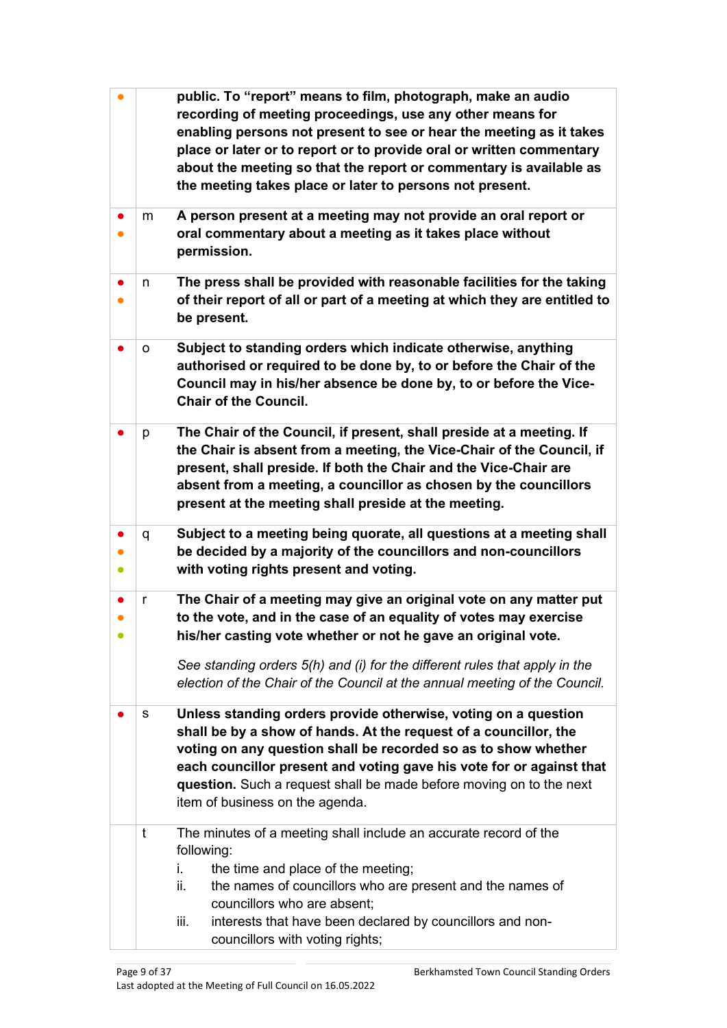| | | |
|---|---|---|
| ● | | **public. To "report" means to film, photograph, make an audio recording of meeting proceedings, use any other means for enabling persons not present to see or hear the meeting as it takes place or later or to report or to provide oral or written commentary about the meeting so that the report or commentary is available as the meeting takes place or later to persons not present.** |
| ● ● | m | **A person present at a meeting may not provide an oral report or oral commentary about a meeting as it takes place without permission.** |
| ● ● | n | **The press shall be provided with reasonable facilities for the taking of their report of all or part of a meeting at which they are entitled to be present.** |
| ● | o | **Subject to standing orders which indicate otherwise, anything authorised or required to be done by, to or before the Chair of the Council may in his/her absence be done by, to or before the Vice-Chair of the Council.** |
| ● | p | **The Chair of the Council, if present, shall preside at a meeting. If the Chair is absent from a meeting, the Vice-Chair of the Council, if present, shall preside. If both the Chair and the Vice-Chair are absent from a meeting, a councillor as chosen by the councillors present at the meeting shall preside at the meeting.** |
| ● ● ● | q | **Subject to a meeting being quorate, all questions at a meeting shall be decided by a majority of the councillors and non-councillors with voting rights present and voting.** |
| ● ● ● | r | **The Chair of a meeting may give an original vote on any matter put to the vote, and in the case of an equality of votes may exercise his/her casting vote whether or not he gave an original vote.**<br><br>*See standing orders 5(h) and (i) for the different rules that apply in the election of the Chair of the Council at the annual meeting of the Council.* |
| ● | s | **Unless standing orders provide otherwise, voting on a question shall be by a show of hands. At the request of a councillor, the voting on any question shall be recorded so as to show whether each councillor present and voting gave his vote for or against that question.** Such a request shall be made before moving on to the next item of business on the agenda. |
| | t | The minutes of a meeting shall include an accurate record of the following:<br>i. the time and place of the meeting;<br>ii. the names of councillors who are present and the names of councillors who are absent;<br>iii. interests that have been declared by councillors and non-councillors with voting rights; |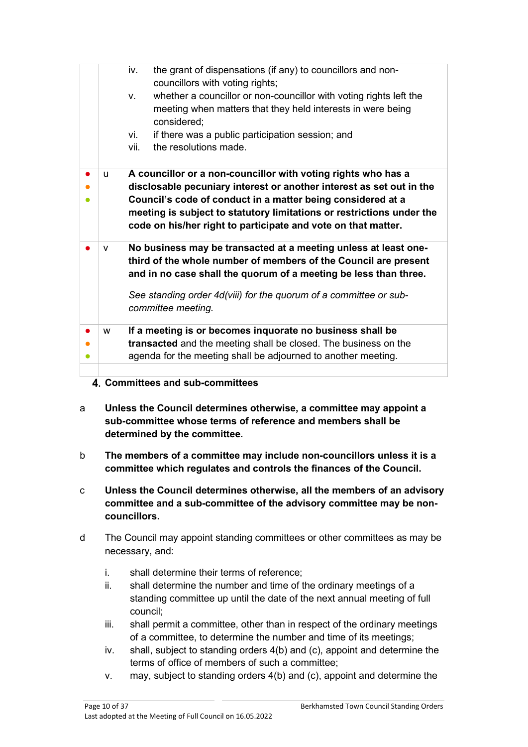| | | |
|---|---|---|
| | | iv. the grant of dispensations (if any) to councillors and non-councillors with voting rights;<br>v. whether a councillor or non-councillor with voting rights left the meeting when matters that they held interests in were being considered;<br>vi. if there was a public participation session; and<br>vii. the resolutions made. |
| ● ● ● | u | **A councillor or a non-councillor with voting rights who has a disclosable pecuniary interest or another interest as set out in the Council's code of conduct in a matter being considered at a meeting is subject to statutory limitations or restrictions under the code on his/her right to participate and vote on that matter.** |
| ● | v | **No business may be transacted at a meeting unless at least one-third of the whole number of members of the Council are present and in no case shall the quorum of a meeting be less than three.**<br><br>*See standing order 4d(viii) for the quorum of a committee or sub-committee meeting.* |
| ● ● ● | w | **If a meeting is or becomes inquorate no business shall be transacted** and the meeting shall be closed. The business on the agenda for the meeting shall be adjourned to another meeting. |

## 4. Committees and sub-committees

a **Unless the Council determines otherwise, a committee may appoint a sub-committee whose terms of reference and members shall be determined by the committee.**

b **The members of a committee may include non-councillors unless it is a committee which regulates and controls the finances of the Council.**

c **Unless the Council determines otherwise, all the members of an advisory committee and a sub-committee of the advisory committee may be non-councillors.**

d The Council may appoint standing committees or other committees as may be necessary, and:

i. shall determine their terms of reference;
ii. shall determine the number and time of the ordinary meetings of a standing committee up until the date of the next annual meeting of full council;
iii. shall permit a committee, other than in respect of the ordinary meetings of a committee, to determine the number and time of its meetings;
iv. shall, subject to standing orders 4(b) and (c), appoint and determine the terms of office of members of such a committee;
v. may, subject to standing orders 4(b) and (c), appoint and determine the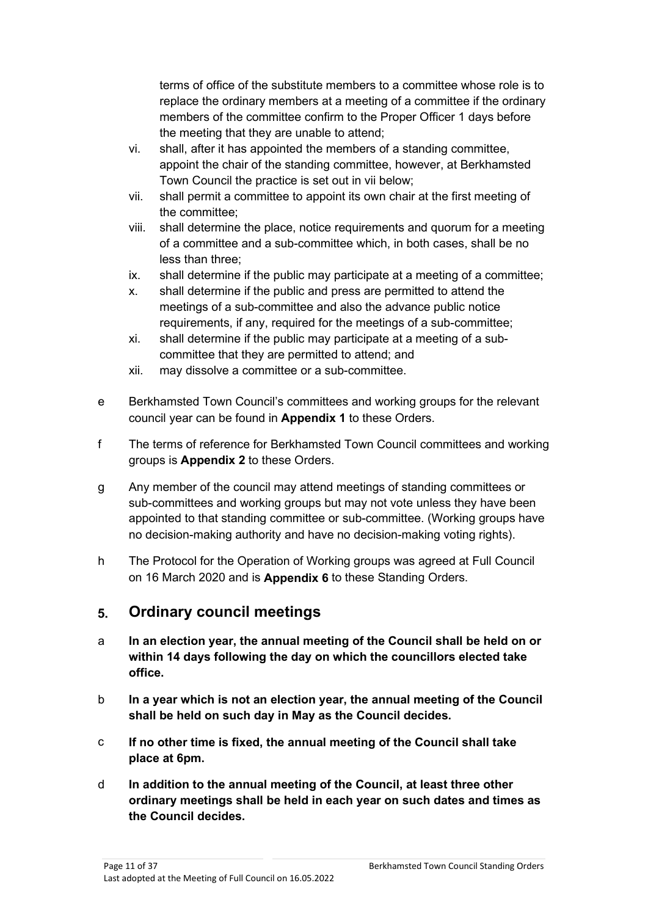terms of office of the substitute members to a committee whose role is to replace the ordinary members at a meeting of a committee if the ordinary members of the committee confirm to the Proper Officer 1 days before the meeting that they are unable to attend;

vi. shall, after it has appointed the members of a standing committee, appoint the chair of the standing committee, however, at Berkhamsted Town Council the practice is set out in vii below;
vii. shall permit a committee to appoint its own chair at the first meeting of the committee;
viii. shall determine the place, notice requirements and quorum for a meeting of a committee and a sub-committee which, in both cases, shall be no less than three;
ix. shall determine if the public may participate at a meeting of a committee;
x. shall determine if the public and press are permitted to attend the meetings of a sub-committee and also the advance public notice requirements, if any, required for the meetings of a sub-committee;
xi. shall determine if the public may participate at a meeting of a sub-committee that they are permitted to attend; and
xii. may dissolve a committee or a sub-committee.

e Berkhamsted Town Council's committees and working groups for the relevant council year can be found in **Appendix 1** to these Orders.

f The terms of reference for Berkhamsted Town Council committees and working groups is **Appendix 2** to these Orders.

g Any member of the council may attend meetings of standing committees or sub-committees and working groups but may not vote unless they have been appointed to that standing committee or sub-committee. (Working groups have no decision-making authority and have no decision-making voting rights).

h The Protocol for the Operation of Working groups was agreed at Full Council on 16 March 2020 and is **Appendix 6** to these Standing Orders.

## 5. Ordinary council meetings

a **In an election year, the annual meeting of the Council shall be held on or within 14 days following the day on which the councillors elected take office.**

b **In a year which is not an election year, the annual meeting of the Council shall be held on such day in May as the Council decides.**

c **If no other time is fixed, the annual meeting of the Council shall take place at 6pm.**

d **In addition to the annual meeting of the Council, at least three other ordinary meetings shall be held in each year on such dates and times as the Council decides.**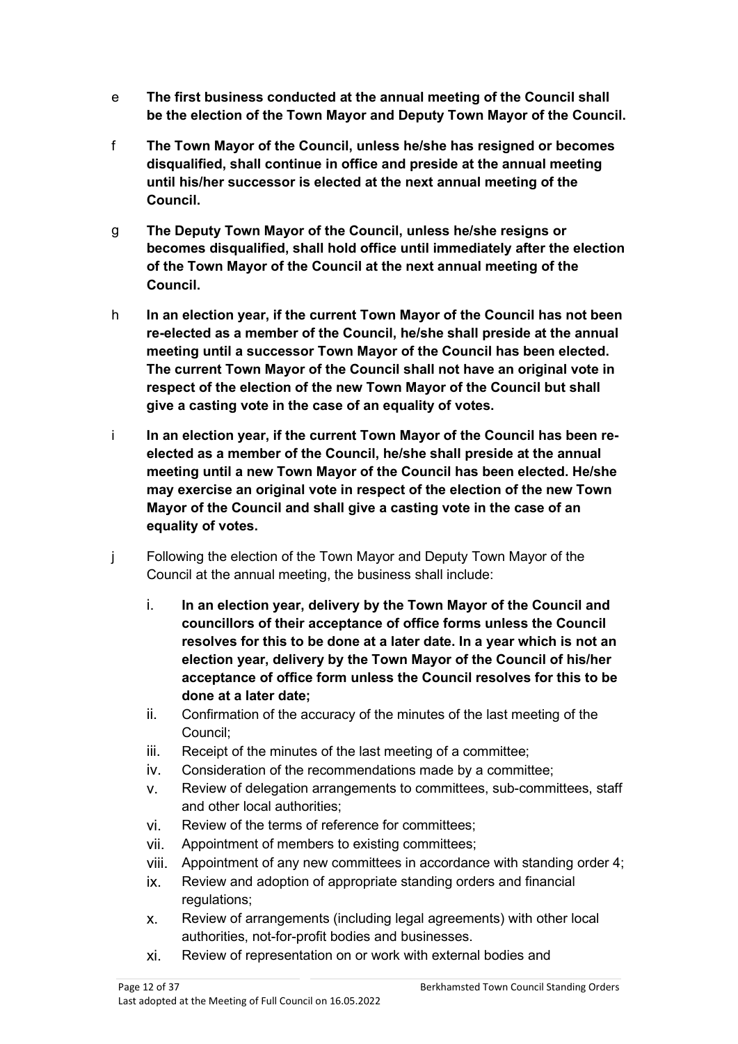e **The first business conducted at the annual meeting of the Council shall be the election of the Town Mayor and Deputy Town Mayor of the Council.**

f **The Town Mayor of the Council, unless he/she has resigned or becomes disqualified, shall continue in office and preside at the annual meeting until his/her successor is elected at the next annual meeting of the Council.**

g **The Deputy Town Mayor of the Council, unless he/she resigns or becomes disqualified, shall hold office until immediately after the election of the Town Mayor of the Council at the next annual meeting of the Council.**

h **In an election year, if the current Town Mayor of the Council has not been re-elected as a member of the Council, he/she shall preside at the annual meeting until a successor Town Mayor of the Council has been elected. The current Town Mayor of the Council shall not have an original vote in respect of the election of the new Town Mayor of the Council but shall give a casting vote in the case of an equality of votes.**

i **In an election year, if the current Town Mayor of the Council has been re-elected as a member of the Council, he/she shall preside at the annual meeting until a new Town Mayor of the Council has been elected. He/she may exercise an original vote in respect of the election of the new Town Mayor of the Council and shall give a casting vote in the case of an equality of votes.**

j Following the election of the Town Mayor and Deputy Town Mayor of the Council at the annual meeting, the business shall include:

i. **In an election year, delivery by the Town Mayor of the Council and councillors of their acceptance of office forms unless the Council resolves for this to be done at a later date. In a year which is not an election year, delivery by the Town Mayor of the Council of his/her acceptance of office form unless the Council resolves for this to be done at a later date;**
ii. Confirmation of the accuracy of the minutes of the last meeting of the Council;
iii. Receipt of the minutes of the last meeting of a committee;
iv. Consideration of the recommendations made by a committee;
v. Review of delegation arrangements to committees, sub-committees, staff and other local authorities;
vi. Review of the terms of reference for committees;
vii. Appointment of members to existing committees;
viii. Appointment of any new committees in accordance with standing order 4;
ix. Review and adoption of appropriate standing orders and financial regulations;
x. Review of arrangements (including legal agreements) with other local authorities, not-for-profit bodies and businesses.
xi. Review of representation on or work with external bodies and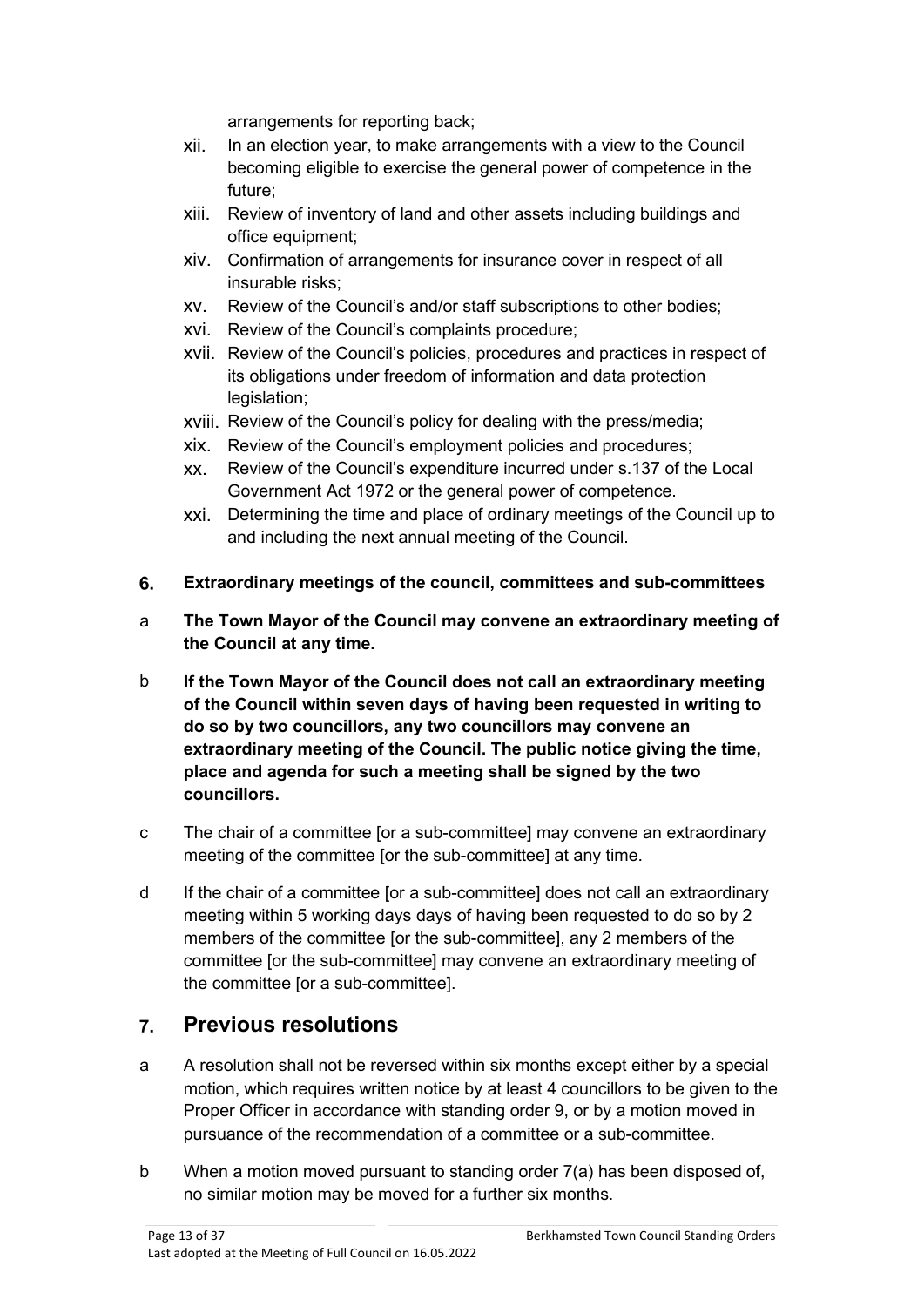arrangements for reporting back;

xii. In an election year, to make arrangements with a view to the Council becoming eligible to exercise the general power of competence in the future;

xiii. Review of inventory of land and other assets including buildings and office equipment;

xiv. Confirmation of arrangements for insurance cover in respect of all insurable risks;

xv. Review of the Council's and/or staff subscriptions to other bodies;

xvi. Review of the Council's complaints procedure;

xvii. Review of the Council's policies, procedures and practices in respect of its obligations under freedom of information and data protection legislation;

xviii. Review of the Council's policy for dealing with the press/media;

xix. Review of the Council's employment policies and procedures;

xx. Review of the Council's expenditure incurred under s.137 of the Local Government Act 1972 or the general power of competence.

xxi. Determining the time and place of ordinary meetings of the Council up to and including the next annual meeting of the Council.

**6. Extraordinary meetings of the council, committees and sub-committees**

a **The Town Mayor of the Council may convene an extraordinary meeting of the Council at any time.**

b **If the Town Mayor of the Council does not call an extraordinary meeting of the Council within seven days of having been requested in writing to do so by two councillors, any two councillors may convene an extraordinary meeting of the Council. The public notice giving the time, place and agenda for such a meeting shall be signed by the two councillors.**

c The chair of a committee [or a sub-committee] may convene an extraordinary meeting of the committee [or the sub-committee] at any time.

d If the chair of a committee [or a sub-committee] does not call an extraordinary meeting within 5 working days days of having been requested to do so by 2 members of the committee [or the sub-committee], any 2 members of the committee [or the sub-committee] may convene an extraordinary meeting of the committee [or a sub-committee].

## 7. Previous resolutions

a A resolution shall not be reversed within six months except either by a special motion, which requires written notice by at least 4 councillors to be given to the Proper Officer in accordance with standing order 9, or by a motion moved in pursuance of the recommendation of a committee or a sub-committee.

b When a motion moved pursuant to standing order 7(a) has been disposed of, no similar motion may be moved for a further six months.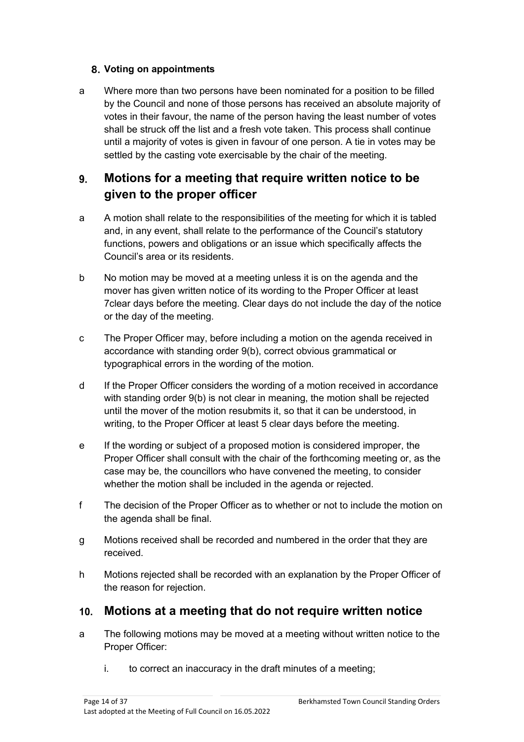### 8. Voting on appointments

a Where more than two persons have been nominated for a position to be filled by the Council and none of those persons has received an absolute majority of votes in their favour, the name of the person having the least number of votes shall be struck off the list and a fresh vote taken. This process shall continue until a majority of votes is given in favour of one person. A tie in votes may be settled by the casting vote exercisable by the chair of the meeting.

## 9. Motions for a meeting that require written notice to be given to the proper officer

a A motion shall relate to the responsibilities of the meeting for which it is tabled and, in any event, shall relate to the performance of the Council's statutory functions, powers and obligations or an issue which specifically affects the Council's area or its residents.

b No motion may be moved at a meeting unless it is on the agenda and the mover has given written notice of its wording to the Proper Officer at least 7clear days before the meeting. Clear days do not include the day of the notice or the day of the meeting.

c The Proper Officer may, before including a motion on the agenda received in accordance with standing order 9(b), correct obvious grammatical or typographical errors in the wording of the motion.

d If the Proper Officer considers the wording of a motion received in accordance with standing order 9(b) is not clear in meaning, the motion shall be rejected until the mover of the motion resubmits it, so that it can be understood, in writing, to the Proper Officer at least 5 clear days before the meeting.

e If the wording or subject of a proposed motion is considered improper, the Proper Officer shall consult with the chair of the forthcoming meeting or, as the case may be, the councillors who have convened the meeting, to consider whether the motion shall be included in the agenda or rejected.

f The decision of the Proper Officer as to whether or not to include the motion on the agenda shall be final.

g Motions received shall be recorded and numbered in the order that they are received.

h Motions rejected shall be recorded with an explanation by the Proper Officer of the reason for rejection.

## 10. Motions at a meeting that do not require written notice

a The following motions may be moved at a meeting without written notice to the Proper Officer:

   i. to correct an inaccuracy in the draft minutes of a meeting;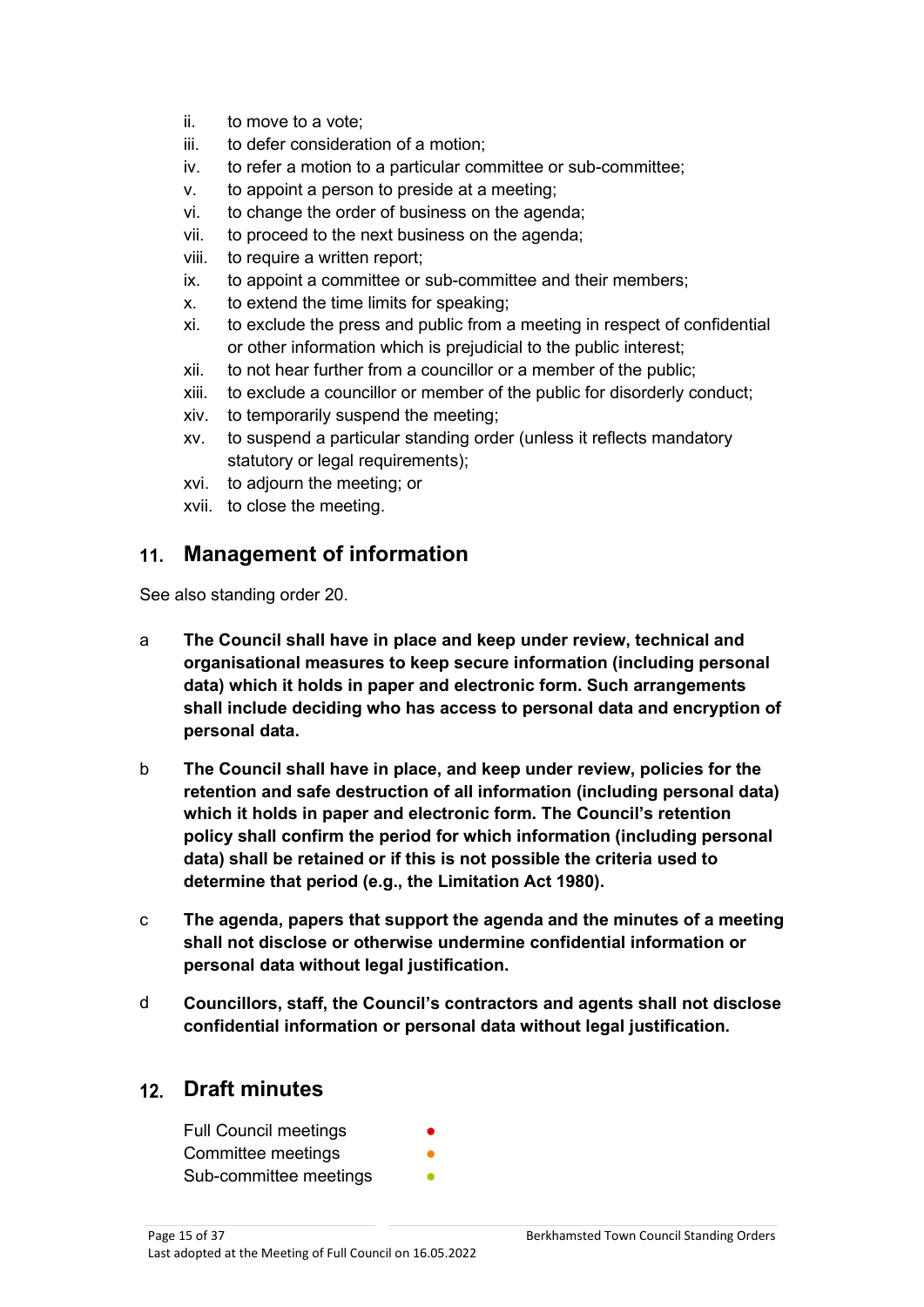ii. to move to a vote;
iii. to defer consideration of a motion;
iv. to refer a motion to a particular committee or sub-committee;
v. to appoint a person to preside at a meeting;
vi. to change the order of business on the agenda;
vii. to proceed to the next business on the agenda;
viii. to require a written report;
ix. to appoint a committee or sub-committee and their members;
x. to extend the time limits for speaking;
xi. to exclude the press and public from a meeting in respect of confidential or other information which is prejudicial to the public interest;
xii. to not hear further from a councillor or a member of the public;
xiii. to exclude a councillor or member of the public for disorderly conduct;
xiv. to temporarily suspend the meeting;
xv. to suspend a particular standing order (unless it reflects mandatory statutory or legal requirements);
xvi. to adjourn the meeting; or
xvii. to close the meeting.

## 11. Management of information

See also standing order 20.

a **The Council shall have in place and keep under review, technical and organisational measures to keep secure information (including personal data) which it holds in paper and electronic form. Such arrangements shall include deciding who has access to personal data and encryption of personal data.**

b **The Council shall have in place, and keep under review, policies for the retention and safe destruction of all information (including personal data) which it holds in paper and electronic form. The Council's retention policy shall confirm the period for which information (including personal data) shall be retained or if this is not possible the criteria used to determine that period (e.g., the Limitation Act 1980).**

c **The agenda, papers that support the agenda and the minutes of a meeting shall not disclose or otherwise undermine confidential information or personal data without legal justification.**

d **Councillors, staff, the Council's contractors and agents shall not disclose confidential information or personal data without legal justification.**

## 12. Draft minutes

Full Council meetings ●
Committee meetings ●
Sub-committee meetings ●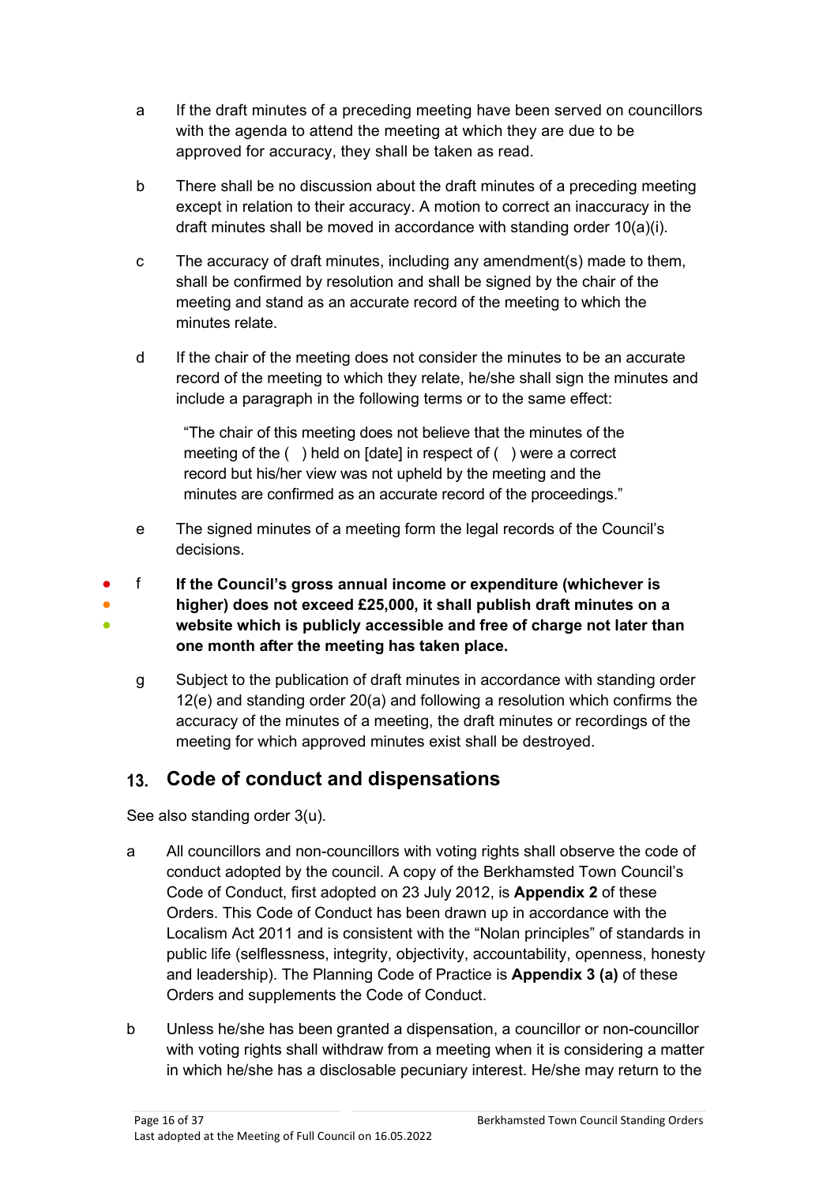a	If the draft minutes of a preceding meeting have been served on councillors with the agenda to attend the meeting at which they are due to be approved for accuracy, they shall be taken as read.

b	There shall be no discussion about the draft minutes of a preceding meeting except in relation to their accuracy. A motion to correct an inaccuracy in the draft minutes shall be moved in accordance with standing order 10(a)(i).

c	The accuracy of draft minutes, including any amendment(s) made to them, shall be confirmed by resolution and shall be signed by the chair of the meeting and stand as an accurate record of the meeting to which the minutes relate.

d	If the chair of the meeting does not consider the minutes to be an accurate record of the meeting to which they relate, he/she shall sign the minutes and include a paragraph in the following terms or to the same effect:

> "The chair of this meeting does not believe that the minutes of the meeting of the ( ) held on [date] in respect of ( ) were a correct record but his/her view was not upheld by the meeting and the minutes are confirmed as an accurate record of the proceedings."

e	The signed minutes of a meeting form the legal records of the Council's decisions.

f	**If the Council's gross annual income or expenditure (whichever is higher) does not exceed £25,000, it shall publish draft minutes on a website which is publicly accessible and free of charge not later than one month after the meeting has taken place.**

g	Subject to the publication of draft minutes in accordance with standing order 12(e) and standing order 20(a) and following a resolution which confirms the accuracy of the minutes of a meeting, the draft minutes or recordings of the meeting for which approved minutes exist shall be destroyed.

## 13. Code of conduct and dispensations

See also standing order 3(u).

a	All councillors and non-councillors with voting rights shall observe the code of conduct adopted by the council. A copy of the Berkhamsted Town Council's Code of Conduct, first adopted on 23 July 2012, is **Appendix 2** of these Orders. This Code of Conduct has been drawn up in accordance with the Localism Act 2011 and is consistent with the "Nolan principles" of standards in public life (selflessness, integrity, objectivity, accountability, openness, honesty and leadership). The Planning Code of Practice is **Appendix 3 (a)** of these Orders and supplements the Code of Conduct.

b	Unless he/she has been granted a dispensation, a councillor or non-councillor with voting rights shall withdraw from a meeting when it is considering a matter in which he/she has a disclosable pecuniary interest. He/she may return to the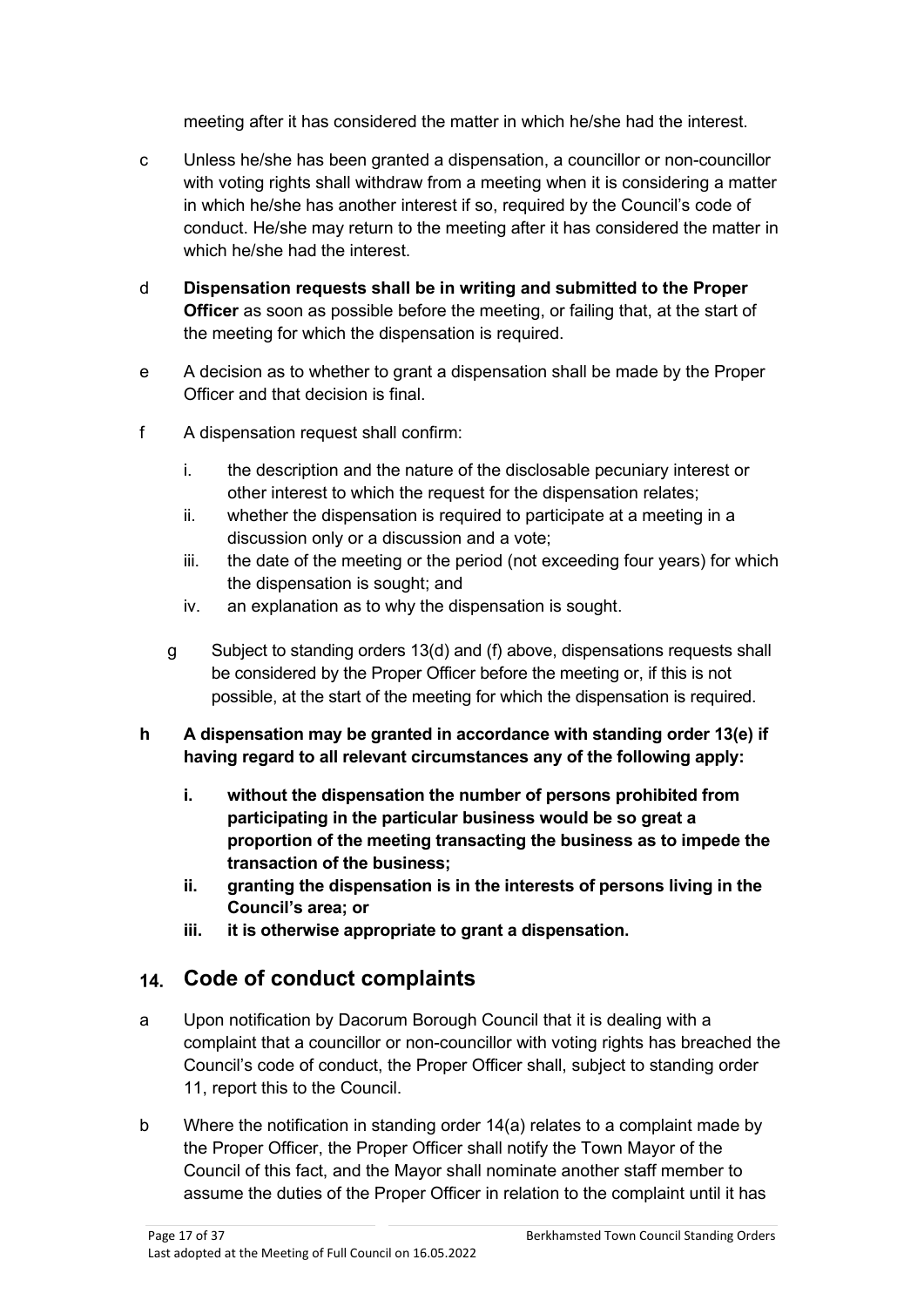meeting after it has considered the matter in which he/she had the interest.

c Unless he/she has been granted a dispensation, a councillor or non-councillor with voting rights shall withdraw from a meeting when it is considering a matter in which he/she has another interest if so, required by the Council's code of conduct. He/she may return to the meeting after it has considered the matter in which he/she had the interest.

d **Dispensation requests shall be in writing and submitted to the Proper Officer** as soon as possible before the meeting, or failing that, at the start of the meeting for which the dispensation is required.

e A decision as to whether to grant a dispensation shall be made by the Proper Officer and that decision is final.

f A dispensation request shall confirm:

   i. the description and the nature of the disclosable pecuniary interest or other interest to which the request for the dispensation relates;
   ii. whether the dispensation is required to participate at a meeting in a discussion only or a discussion and a vote;
   iii. the date of the meeting or the period (not exceeding four years) for which the dispensation is sought; and
   iv. an explanation as to why the dispensation is sought.

g Subject to standing orders 13(d) and (f) above, dispensations requests shall be considered by the Proper Officer before the meeting or, if this is not possible, at the start of the meeting for which the dispensation is required.

**h A dispensation may be granted in accordance with standing order 13(e) if having regard to all relevant circumstances any of the following apply:**

   **i. without the dispensation the number of persons prohibited from participating in the particular business would be so great a proportion of the meeting transacting the business as to impede the transaction of the business;**
   **ii. granting the dispensation is in the interests of persons living in the Council's area; or**
   **iii. it is otherwise appropriate to grant a dispensation.**

## 14. Code of conduct complaints

a Upon notification by Dacorum Borough Council that it is dealing with a complaint that a councillor or non-councillor with voting rights has breached the Council's code of conduct, the Proper Officer shall, subject to standing order 11, report this to the Council.

b Where the notification in standing order 14(a) relates to a complaint made by the Proper Officer, the Proper Officer shall notify the Town Mayor of the Council of this fact, and the Mayor shall nominate another staff member to assume the duties of the Proper Officer in relation to the complaint until it has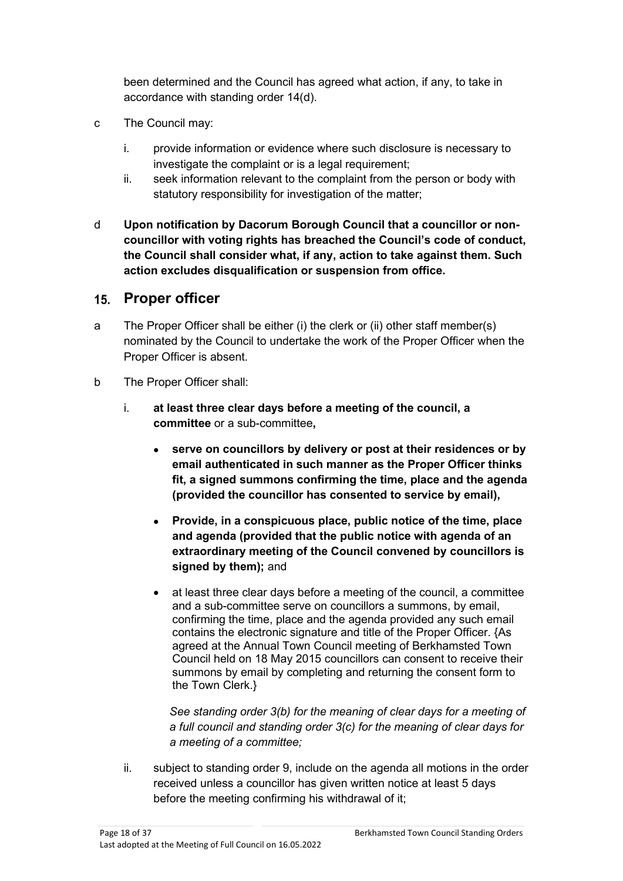been determined and the Council has agreed what action, if any, to take in accordance with standing order 14(d).

c The Council may:

i. provide information or evidence where such disclosure is necessary to investigate the complaint or is a legal requirement;
ii. seek information relevant to the complaint from the person or body with statutory responsibility for investigation of the matter;

d **Upon notification by Dacorum Borough Council that a councillor or non-councillor with voting rights has breached the Council's code of conduct, the Council shall consider what, if any, action to take against them. Such action excludes disqualification or suspension from office.**

## 15. Proper officer

a The Proper Officer shall be either (i) the clerk or (ii) other staff member(s) nominated by the Council to undertake the work of the Proper Officer when the Proper Officer is absent.

b The Proper Officer shall:

i. **at least three clear days before a meeting of the council, a committee** or a sub-committee**,**

- **serve on councillors by delivery or post at their residences or by email authenticated in such manner as the Proper Officer thinks fit, a signed summons confirming the time, place and the agenda (provided the councillor has consented to service by email),**
- **Provide, in a conspicuous place, public notice of the time, place and agenda (provided that the public notice with agenda of an extraordinary meeting of the Council convened by councillors is signed by them);** and
- at least three clear days before a meeting of the council, a committee and a sub-committee serve on councillors a summons, by email, confirming the time, place and the agenda provided any such email contains the electronic signature and title of the Proper Officer. {As agreed at the Annual Town Council meeting of Berkhamsted Town Council held on 18 May 2015 councillors can consent to receive their summons by email by completing and returning the consent form to the Town Clerk.}

*See standing order 3(b) for the meaning of clear days for a meeting of a full council and standing order 3(c) for the meaning of clear days for a meeting of a committee;*

ii. subject to standing order 9, include on the agenda all motions in the order received unless a councillor has given written notice at least 5 days before the meeting confirming his withdrawal of it;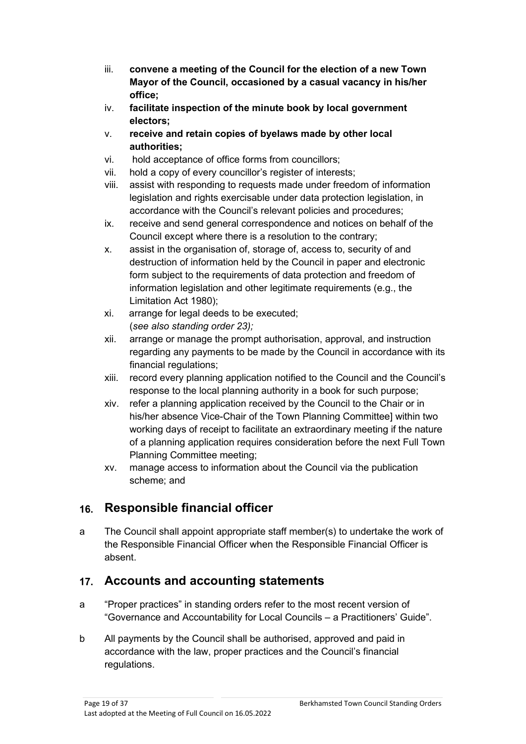iii. **convene a meeting of the Council for the election of a new Town Mayor of the Council, occasioned by a casual vacancy in his/her office;**
iv. **facilitate inspection of the minute book by local government electors;**
v. **receive and retain copies of byelaws made by other local authorities;**
vi. hold acceptance of office forms from councillors;
vii. hold a copy of every councillor's register of interests;
viii. assist with responding to requests made under freedom of information legislation and rights exercisable under data protection legislation, in accordance with the Council's relevant policies and procedures;
ix. receive and send general correspondence and notices on behalf of the Council except where there is a resolution to the contrary;
x. assist in the organisation of, storage of, access to, security of and destruction of information held by the Council in paper and electronic form subject to the requirements of data protection and freedom of information legislation and other legitimate requirements (e.g., the Limitation Act 1980);
xi. arrange for legal deeds to be executed; (*see also standing order 23);*
xii. arrange or manage the prompt authorisation, approval, and instruction regarding any payments to be made by the Council in accordance with its financial regulations;
xiii. record every planning application notified to the Council and the Council's response to the local planning authority in a book for such purpose;
xiv. refer a planning application received by the Council to the Chair or in his/her absence Vice-Chair of the Town Planning Committee] within two working days of receipt to facilitate an extraordinary meeting if the nature of a planning application requires consideration before the next Full Town Planning Committee meeting;
xv. manage access to information about the Council via the publication scheme; and

## 16. Responsible financial officer

a The Council shall appoint appropriate staff member(s) to undertake the work of the Responsible Financial Officer when the Responsible Financial Officer is absent.

## 17. Accounts and accounting statements

a "Proper practices" in standing orders refer to the most recent version of "Governance and Accountability for Local Councils – a Practitioners' Guide".

b All payments by the Council shall be authorised, approved and paid in accordance with the law, proper practices and the Council's financial regulations.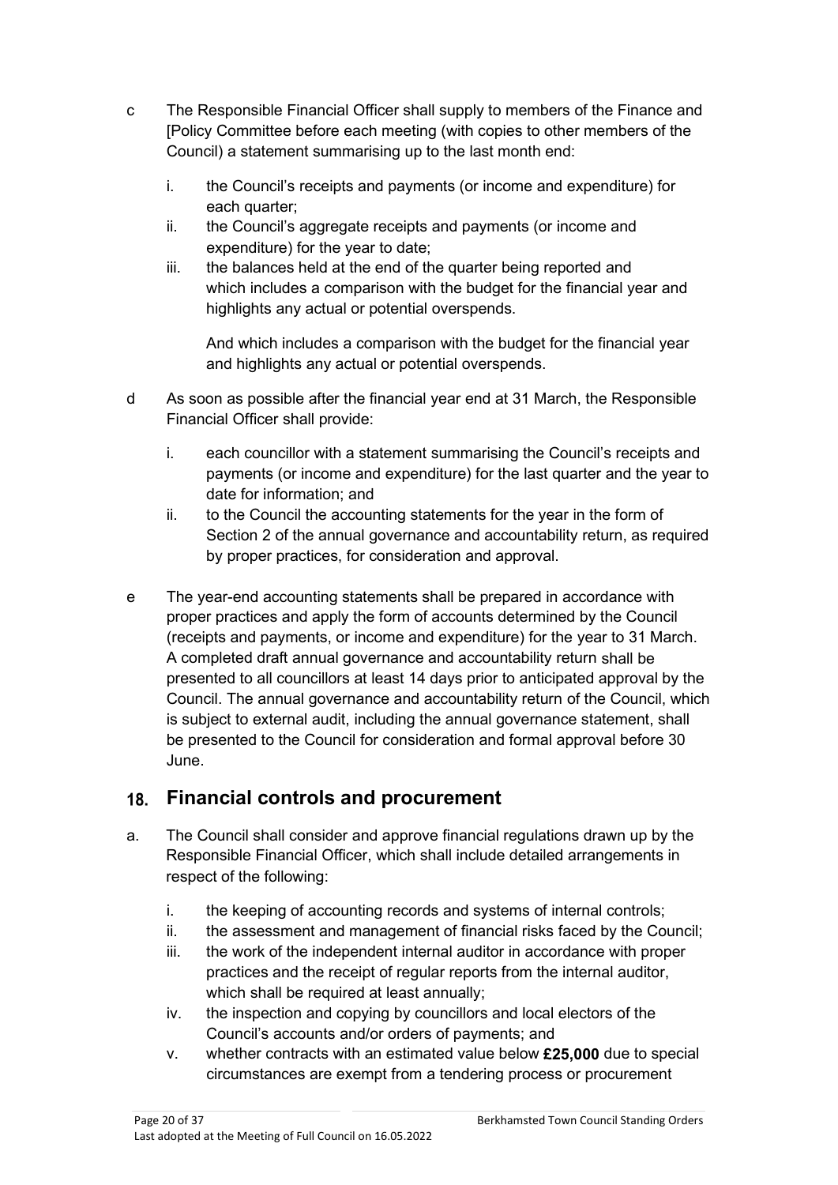c The Responsible Financial Officer shall supply to members of the Finance and [Policy Committee before each meeting (with copies to other members of the Council) a statement summarising up to the last month end:

   i. the Council's receipts and payments (or income and expenditure) for each quarter;
   ii. the Council's aggregate receipts and payments (or income and expenditure) for the year to date;
   iii. the balances held at the end of the quarter being reported and which includes a comparison with the budget for the financial year and highlights any actual or potential overspends.

      And which includes a comparison with the budget for the financial year and highlights any actual or potential overspends.

d As soon as possible after the financial year end at 31 March, the Responsible Financial Officer shall provide:

   i. each councillor with a statement summarising the Council's receipts and payments (or income and expenditure) for the last quarter and the year to date for information; and
   ii. to the Council the accounting statements for the year in the form of Section 2 of the annual governance and accountability return, as required by proper practices, for consideration and approval.

e The year-end accounting statements shall be prepared in accordance with proper practices and apply the form of accounts determined by the Council (receipts and payments, or income and expenditure) for the year to 31 March. A completed draft annual governance and accountability return shall be presented to all councillors at least 14 days prior to anticipated approval by the Council. The annual governance and accountability return of the Council, which is subject to external audit, including the annual governance statement, shall be presented to the Council for consideration and formal approval before 30 June.

## 18. Financial controls and procurement

a. The Council shall consider and approve financial regulations drawn up by the Responsible Financial Officer, which shall include detailed arrangements in respect of the following:

   i. the keeping of accounting records and systems of internal controls;
   ii. the assessment and management of financial risks faced by the Council;
   iii. the work of the independent internal auditor in accordance with proper practices and the receipt of regular reports from the internal auditor, which shall be required at least annually;
   iv. the inspection and copying by councillors and local electors of the Council's accounts and/or orders of payments; and
   v. whether contracts with an estimated value below **£25,000** due to special circumstances are exempt from a tendering process or procurement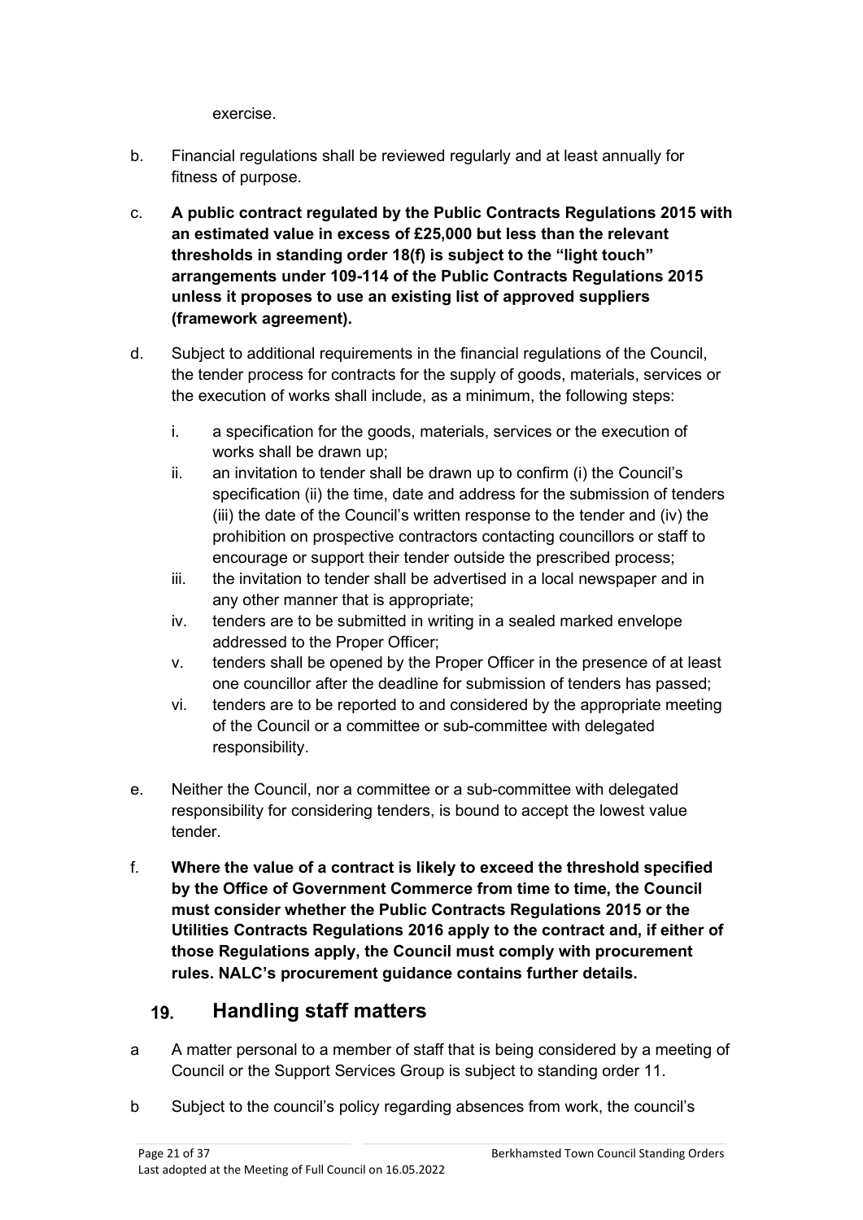exercise.

b. Financial regulations shall be reviewed regularly and at least annually for fitness of purpose.

c. **A public contract regulated by the Public Contracts Regulations 2015 with an estimated value in excess of £25,000 but less than the relevant thresholds in standing order 18(f) is subject to the "light touch" arrangements under 109-114 of the Public Contracts Regulations 2015 unless it proposes to use an existing list of approved suppliers (framework agreement).**

d. Subject to additional requirements in the financial regulations of the Council, the tender process for contracts for the supply of goods, materials, services or the execution of works shall include, as a minimum, the following steps:

   i. a specification for the goods, materials, services or the execution of works shall be drawn up;
   ii. an invitation to tender shall be drawn up to confirm (i) the Council's specification (ii) the time, date and address for the submission of tenders (iii) the date of the Council's written response to the tender and (iv) the prohibition on prospective contractors contacting councillors or staff to encourage or support their tender outside the prescribed process;
   iii. the invitation to tender shall be advertised in a local newspaper and in any other manner that is appropriate;
   iv. tenders are to be submitted in writing in a sealed marked envelope addressed to the Proper Officer;
   v. tenders shall be opened by the Proper Officer in the presence of at least one councillor after the deadline for submission of tenders has passed;
   vi. tenders are to be reported to and considered by the appropriate meeting of the Council or a committee or sub-committee with delegated responsibility.

e. Neither the Council, nor a committee or a sub-committee with delegated responsibility for considering tenders, is bound to accept the lowest value tender.

f. **Where the value of a contract is likely to exceed the threshold specified by the Office of Government Commerce from time to time, the Council must consider whether the Public Contracts Regulations 2015 or the Utilities Contracts Regulations 2016 apply to the contract and, if either of those Regulations apply, the Council must comply with procurement rules. NALC's procurement guidance contains further details.**

## 19. Handling staff matters

a A matter personal to a member of staff that is being considered by a meeting of Council or the Support Services Group is subject to standing order 11.

b Subject to the council's policy regarding absences from work, the council's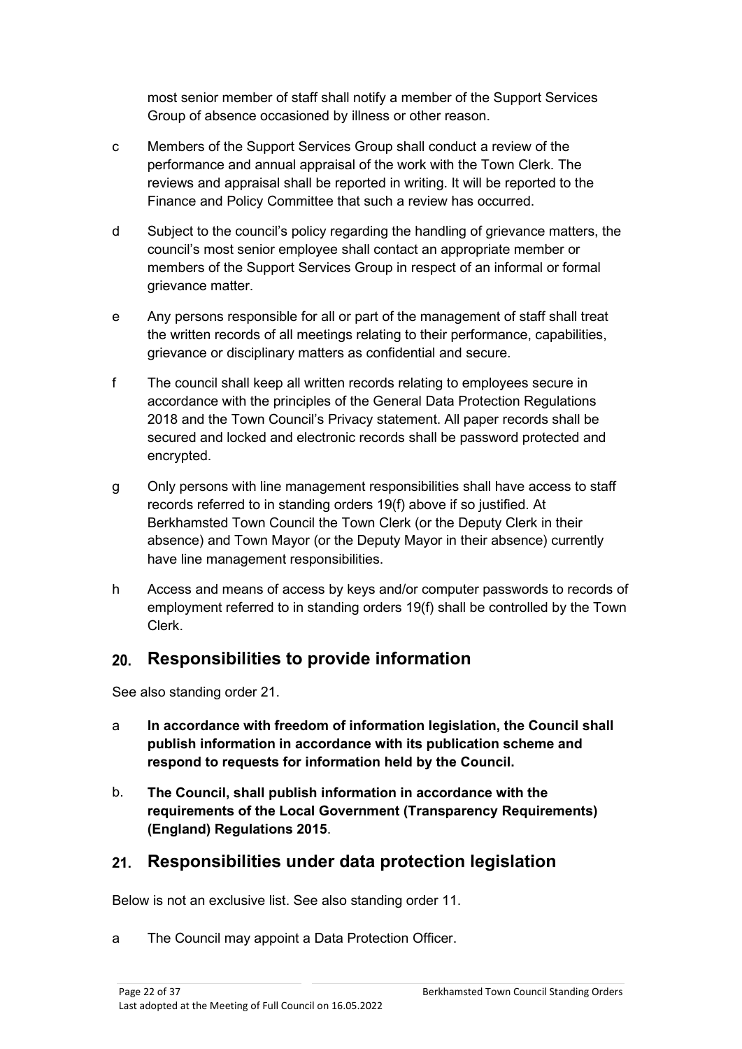most senior member of staff shall notify a member of the Support Services Group of absence occasioned by illness or other reason.

c Members of the Support Services Group shall conduct a review of the performance and annual appraisal of the work with the Town Clerk. The reviews and appraisal shall be reported in writing. It will be reported to the Finance and Policy Committee that such a review has occurred.

d Subject to the council's policy regarding the handling of grievance matters, the council's most senior employee shall contact an appropriate member or members of the Support Services Group in respect of an informal or formal grievance matter.

e Any persons responsible for all or part of the management of staff shall treat the written records of all meetings relating to their performance, capabilities, grievance or disciplinary matters as confidential and secure.

f The council shall keep all written records relating to employees secure in accordance with the principles of the General Data Protection Regulations 2018 and the Town Council's Privacy statement. All paper records shall be secured and locked and electronic records shall be password protected and encrypted.

g Only persons with line management responsibilities shall have access to staff records referred to in standing orders 19(f) above if so justified. At Berkhamsted Town Council the Town Clerk (or the Deputy Clerk in their absence) and Town Mayor (or the Deputy Mayor in their absence) currently have line management responsibilities.

h Access and means of access by keys and/or computer passwords to records of employment referred to in standing orders 19(f) shall be controlled by the Town Clerk.

## 20. Responsibilities to provide information

See also standing order 21.

a **In accordance with freedom of information legislation, the Council shall publish information in accordance with its publication scheme and respond to requests for information held by the Council.**

b. **The Council, shall publish information in accordance with the requirements of the Local Government (Transparency Requirements) (England) Regulations 2015**.

## 21. Responsibilities under data protection legislation

Below is not an exclusive list. See also standing order 11.

a The Council may appoint a Data Protection Officer.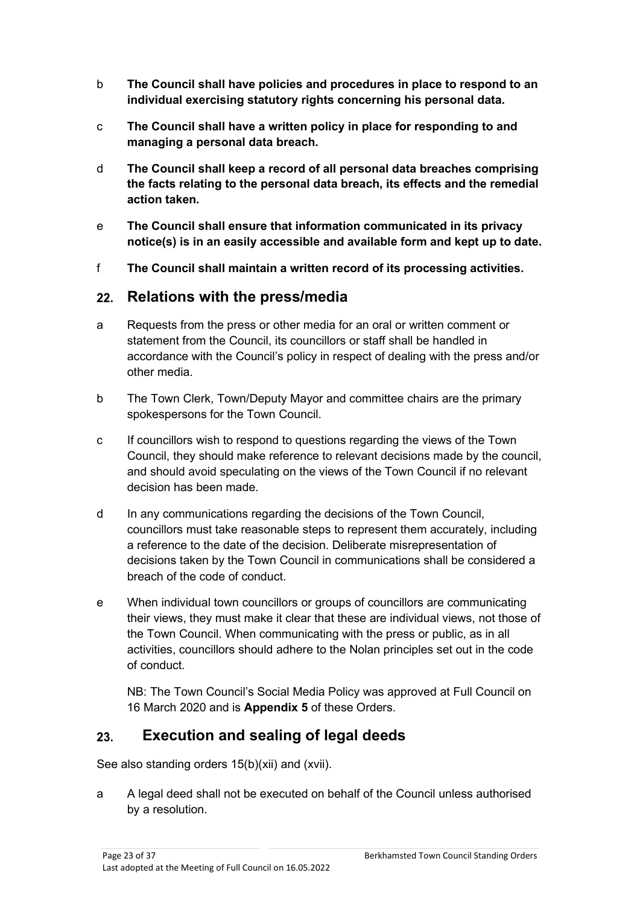b **The Council shall have policies and procedures in place to respond to an individual exercising statutory rights concerning his personal data.**

c **The Council shall have a written policy in place for responding to and managing a personal data breach.**

d **The Council shall keep a record of all personal data breaches comprising the facts relating to the personal data breach, its effects and the remedial action taken.**

e **The Council shall ensure that information communicated in its privacy notice(s) is in an easily accessible and available form and kept up to date.**

f **The Council shall maintain a written record of its processing activities.**

## 22. Relations with the press/media

a Requests from the press or other media for an oral or written comment or statement from the Council, its councillors or staff shall be handled in accordance with the Council's policy in respect of dealing with the press and/or other media.

b The Town Clerk, Town/Deputy Mayor and committee chairs are the primary spokespersons for the Town Council.

c If councillors wish to respond to questions regarding the views of the Town Council, they should make reference to relevant decisions made by the council, and should avoid speculating on the views of the Town Council if no relevant decision has been made.

d In any communications regarding the decisions of the Town Council, councillors must take reasonable steps to represent them accurately, including a reference to the date of the decision. Deliberate misrepresentation of decisions taken by the Town Council in communications shall be considered a breach of the code of conduct.

e When individual town councillors or groups of councillors are communicating their views, they must make it clear that these are individual views, not those of the Town Council. When communicating with the press or public, as in all activities, councillors should adhere to the Nolan principles set out in the code of conduct.

NB: The Town Council's Social Media Policy was approved at Full Council on 16 March 2020 and is **Appendix 5** of these Orders.

## 23. Execution and sealing of legal deeds

See also standing orders 15(b)(xii) and (xvii).

a A legal deed shall not be executed on behalf of the Council unless authorised by a resolution.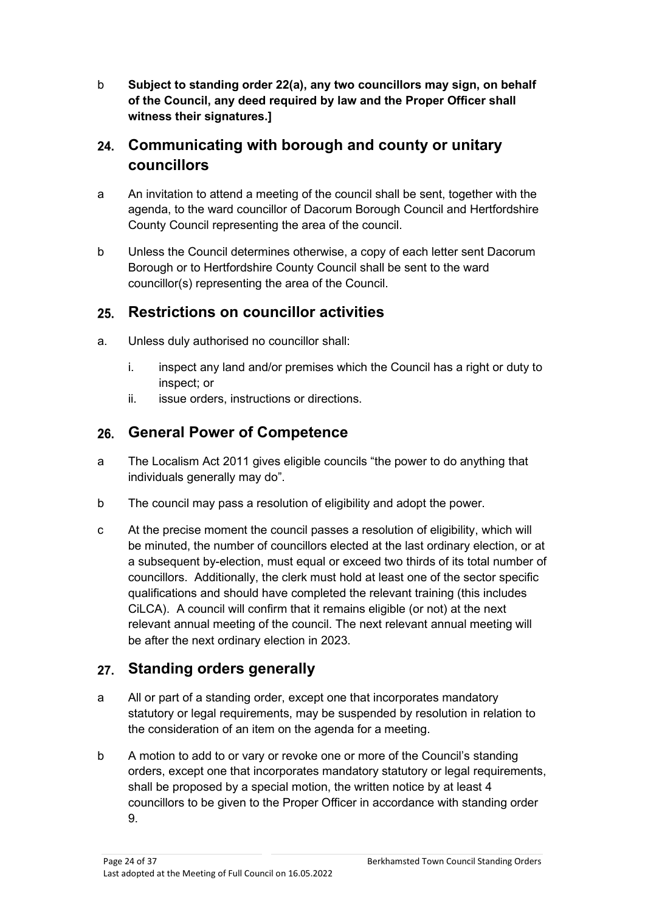b **Subject to standing order 22(a), any two councillors may sign, on behalf of the Council, any deed required by law and the Proper Officer shall witness their signatures.]**

## 24. Communicating with borough and county or unitary councillors

a An invitation to attend a meeting of the council shall be sent, together with the agenda, to the ward councillor of Dacorum Borough Council and Hertfordshire County Council representing the area of the council.

b Unless the Council determines otherwise, a copy of each letter sent Dacorum Borough or to Hertfordshire County Council shall be sent to the ward councillor(s) representing the area of the Council.

## 25. Restrictions on councillor activities

a. Unless duly authorised no councillor shall:

   i. inspect any land and/or premises which the Council has a right or duty to inspect; or
   ii. issue orders, instructions or directions.

## 26. General Power of Competence

a The Localism Act 2011 gives eligible councils "the power to do anything that individuals generally may do".

b The council may pass a resolution of eligibility and adopt the power.

c At the precise moment the council passes a resolution of eligibility, which will be minuted, the number of councillors elected at the last ordinary election, or at a subsequent by-election, must equal or exceed two thirds of its total number of councillors. Additionally, the clerk must hold at least one of the sector specific qualifications and should have completed the relevant training (this includes CiLCA). A council will confirm that it remains eligible (or not) at the next relevant annual meeting of the council. The next relevant annual meeting will be after the next ordinary election in 2023.

## 27. Standing orders generally

a All or part of a standing order, except one that incorporates mandatory statutory or legal requirements, may be suspended by resolution in relation to the consideration of an item on the agenda for a meeting.

b A motion to add to or vary or revoke one or more of the Council's standing orders, except one that incorporates mandatory statutory or legal requirements, shall be proposed by a special motion, the written notice by at least 4 councillors to be given to the Proper Officer in accordance with standing order 9.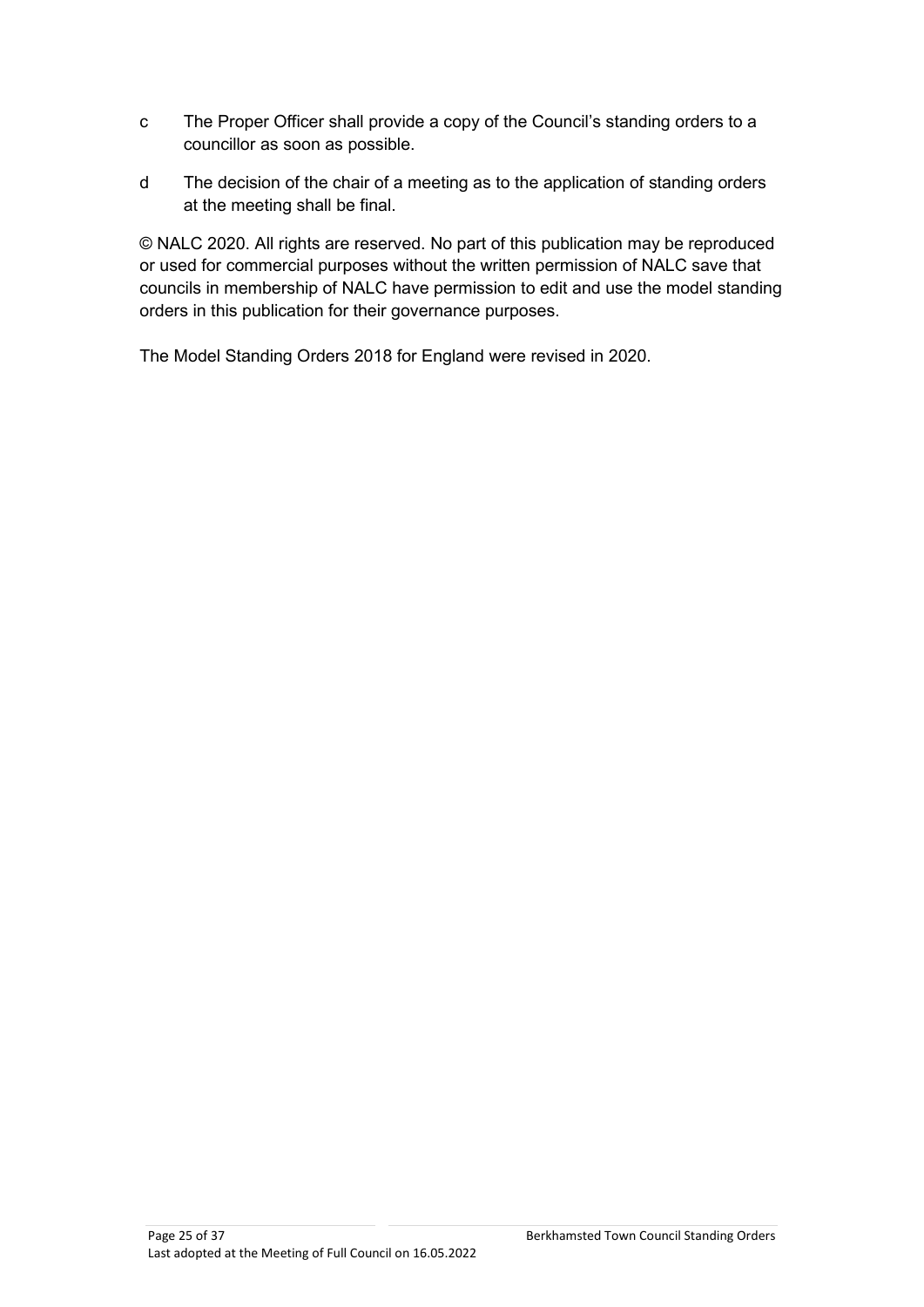c The Proper Officer shall provide a copy of the Council's standing orders to a councillor as soon as possible.

d The decision of the chair of a meeting as to the application of standing orders at the meeting shall be final.

© NALC 2020. All rights are reserved. No part of this publication may be reproduced or used for commercial purposes without the written permission of NALC save that councils in membership of NALC have permission to edit and use the model standing orders in this publication for their governance purposes.

The Model Standing Orders 2018 for England were revised in 2020.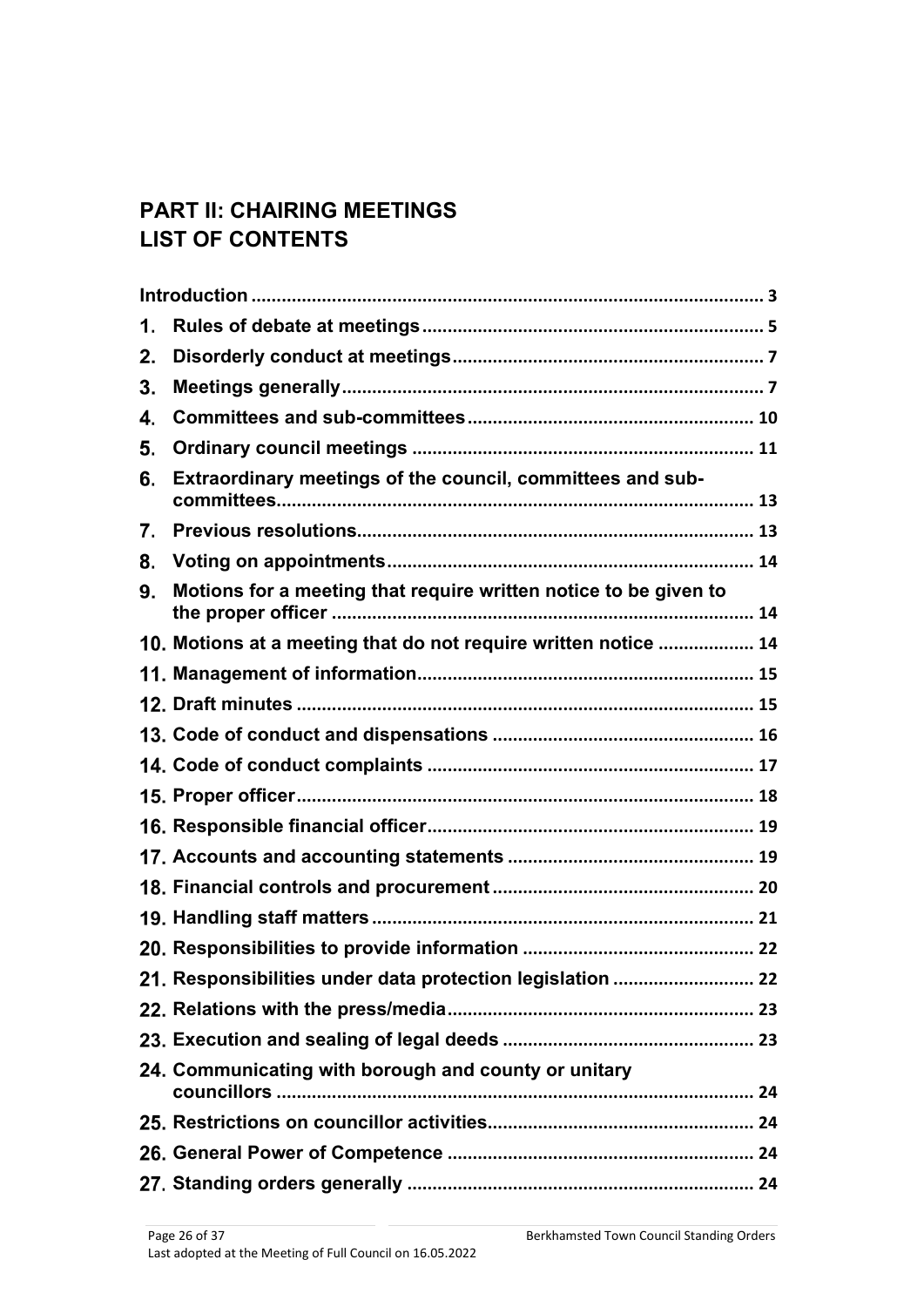## PART II: CHAIRING MEETINGS
## LIST OF CONTENTS

| | |
|---|---|
| **Introduction** | 3 |
| **1. Rules of debate at meetings** | 5 |
| **2. Disorderly conduct at meetings** | 7 |
| **3. Meetings generally** | 7 |
| **4. Committees and sub-committees** | 10 |
| **5. Ordinary council meetings** | 11 |
| **6. Extraordinary meetings of the council, committees and sub-committees** | 13 |
| **7. Previous resolutions** | 13 |
| **8. Voting on appointments** | 14 |
| **9. Motions for a meeting that require written notice to be given to the proper officer** | 14 |
| **10. Motions at a meeting that do not require written notice** | 14 |
| **11. Management of information** | 15 |
| **12. Draft minutes** | 15 |
| **13. Code of conduct and dispensations** | 16 |
| **14. Code of conduct complaints** | 17 |
| **15. Proper officer** | 18 |
| **16. Responsible financial officer** | 19 |
| **17. Accounts and accounting statements** | 19 |
| **18. Financial controls and procurement** | 20 |
| **19. Handling staff matters** | 21 |
| **20. Responsibilities to provide information** | 22 |
| **21. Responsibilities under data protection legislation** | 22 |
| **22. Relations with the press/media** | 23 |
| **23. Execution and sealing of legal deeds** | 23 |
| **24. Communicating with borough and county or unitary councillors** | 24 |
| **25. Restrictions on councillor activities** | 24 |
| **26. General Power of Competence** | 24 |
| **27. Standing orders generally** | 24 |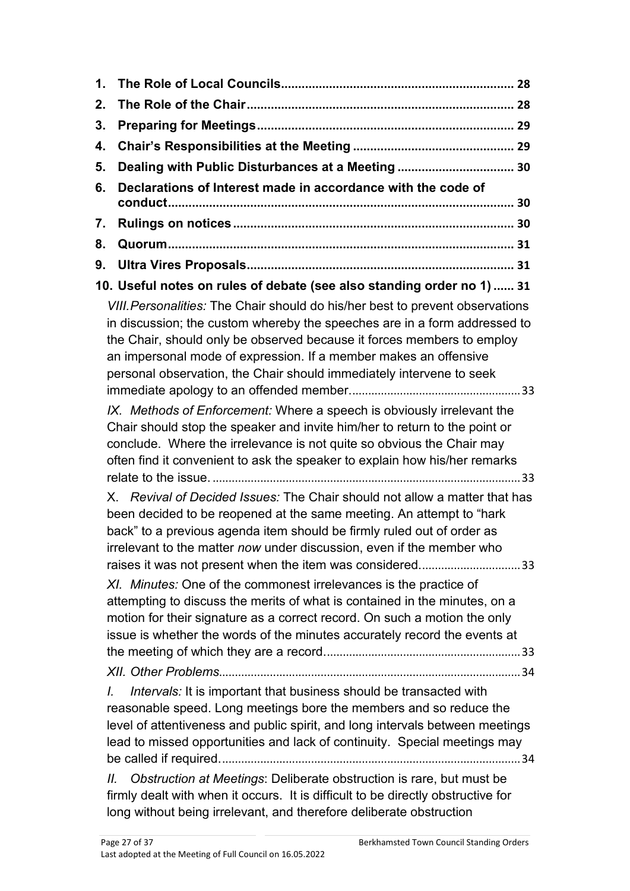1. **The Role of Local Councils** .................................................................... 28
2. **The Role of the Chair** ............................................................................ 28
3. **Preparing for Meetings** .......................................................................... 29
4. **Chair's Responsibilities at the Meeting** ............................................... 29
5. **Dealing with Public Disturbances at a Meeting** .................................. 30
6. **Declarations of Interest made in accordance with the code of conduct** ..................................................................................................... 30
7. **Rulings on notices** ................................................................................. 30
8. **Quorum** ..................................................................................................... 31
9. **Ultra Vires Proposals** ............................................................................. 31
10. **Useful notes on rules of debate (see also standing order no 1)** ...... 31

*VIII. Personalities:* The Chair should do his/her best to prevent observations in discussion; the custom whereby the speeches are in a form addressed to the Chair, should only be observed because it forces members to employ an impersonal mode of expression. If a member makes an offensive personal observation, the Chair should immediately intervene to seek immediate apology to an offended member. .................................................... 33

*IX. Methods of Enforcement:* Where a speech is obviously irrelevant the Chair should stop the speaker and invite him/her to return to the point or conclude. Where the irrelevance is not quite so obvious the Chair may often find it convenient to ask the speaker to explain how his/her remarks relate to the issue. ................................................................................................ 33

X. *Revival of Decided Issues:* The Chair should not allow a matter that has been decided to be reopened at the same meeting. An attempt to "hark back" to a previous agenda item should be firmly ruled out of order as irrelevant to the matter *now* under discussion, even if the member who raises it was not present when the item was considered. .............................. 33

*XI. Minutes:* One of the commonest irrelevances is the practice of attempting to discuss the merits of what is contained in the minutes, on a motion for their signature as a correct record. On such a motion the only issue is whether the words of the minutes accurately record the events at the meeting of which they are a record. ............................................................ 33

*XII. Other Problems* ............................................................................................ 34

*I. Intervals:* It is important that business should be transacted with reasonable speed. Long meetings bore the members and so reduce the level of attentiveness and public spirit, and long intervals between meetings lead to missed opportunities and lack of continuity. Special meetings may be called if required. ............................................................................................ 34

*II. Obstruction at Meetings*: Deliberate obstruction is rare, but must be firmly dealt with when it occurs. It is difficult to be directly obstructive for long without being irrelevant, and therefore deliberate obstruction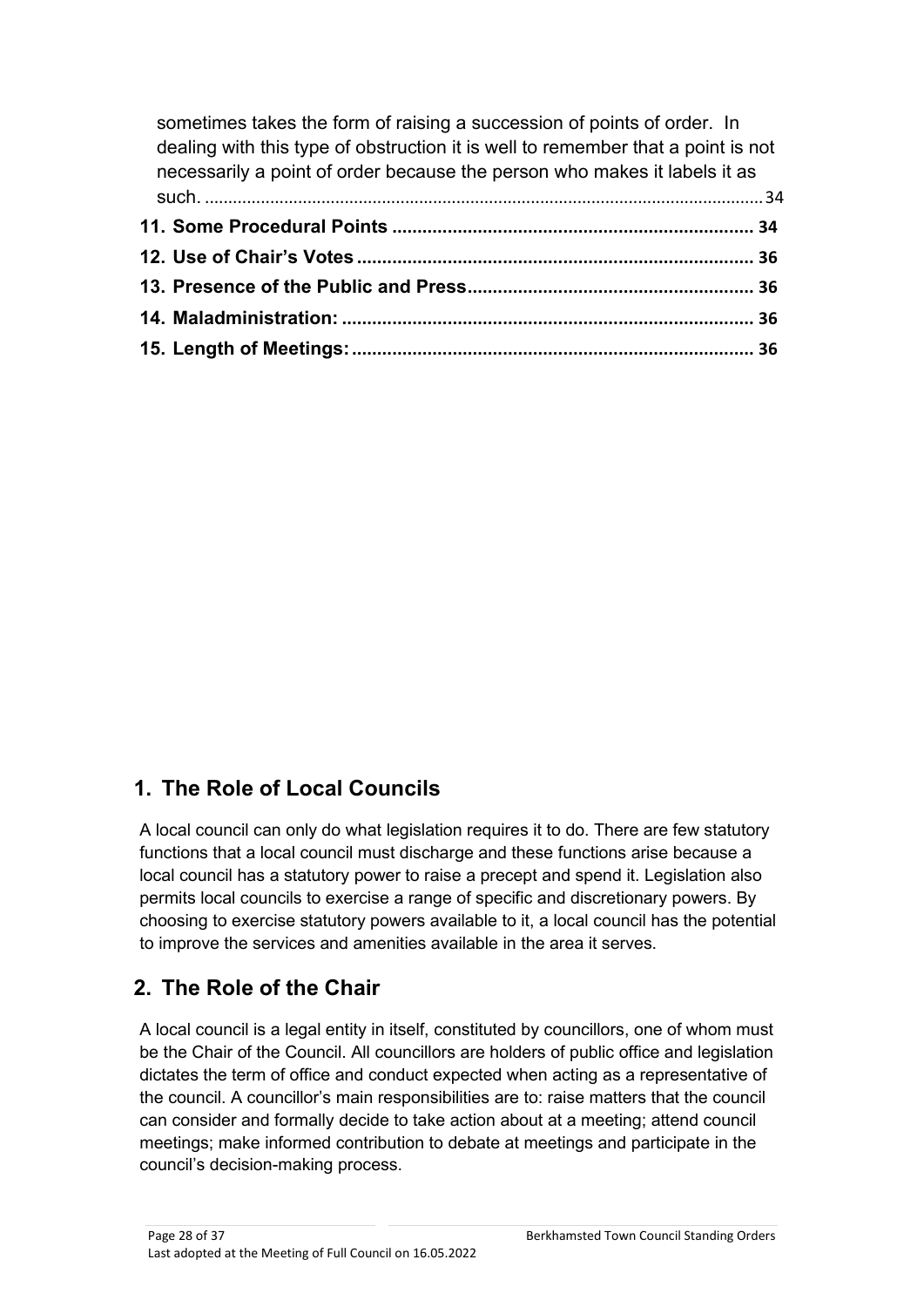sometimes takes the form of raising a succession of points of order. In dealing with this type of obstruction it is well to remember that a point is not necessarily a point of order because the person who makes it labels it as such. .......................................................................................................................34

**11. Some Procedural Points ........................................................................ 34**

**12. Use of Chair's Votes ............................................................................. 36**

**13. Presence of the Public and Press......................................................... 36**

**14. Maladministration: ................................................................................. 36**

**15. Length of Meetings: ................................................................................ 36**

## 1. The Role of Local Councils

A local council can only do what legislation requires it to do. There are few statutory functions that a local council must discharge and these functions arise because a local council has a statutory power to raise a precept and spend it. Legislation also permits local councils to exercise a range of specific and discretionary powers. By choosing to exercise statutory powers available to it, a local council has the potential to improve the services and amenities available in the area it serves.

## 2. The Role of the Chair

A local council is a legal entity in itself, constituted by councillors, one of whom must be the Chair of the Council. All councillors are holders of public office and legislation dictates the term of office and conduct expected when acting as a representative of the council. A councillor's main responsibilities are to: raise matters that the council can consider and formally decide to take action about at a meeting; attend council meetings; make informed contribution to debate at meetings and participate in the council's decision-making process.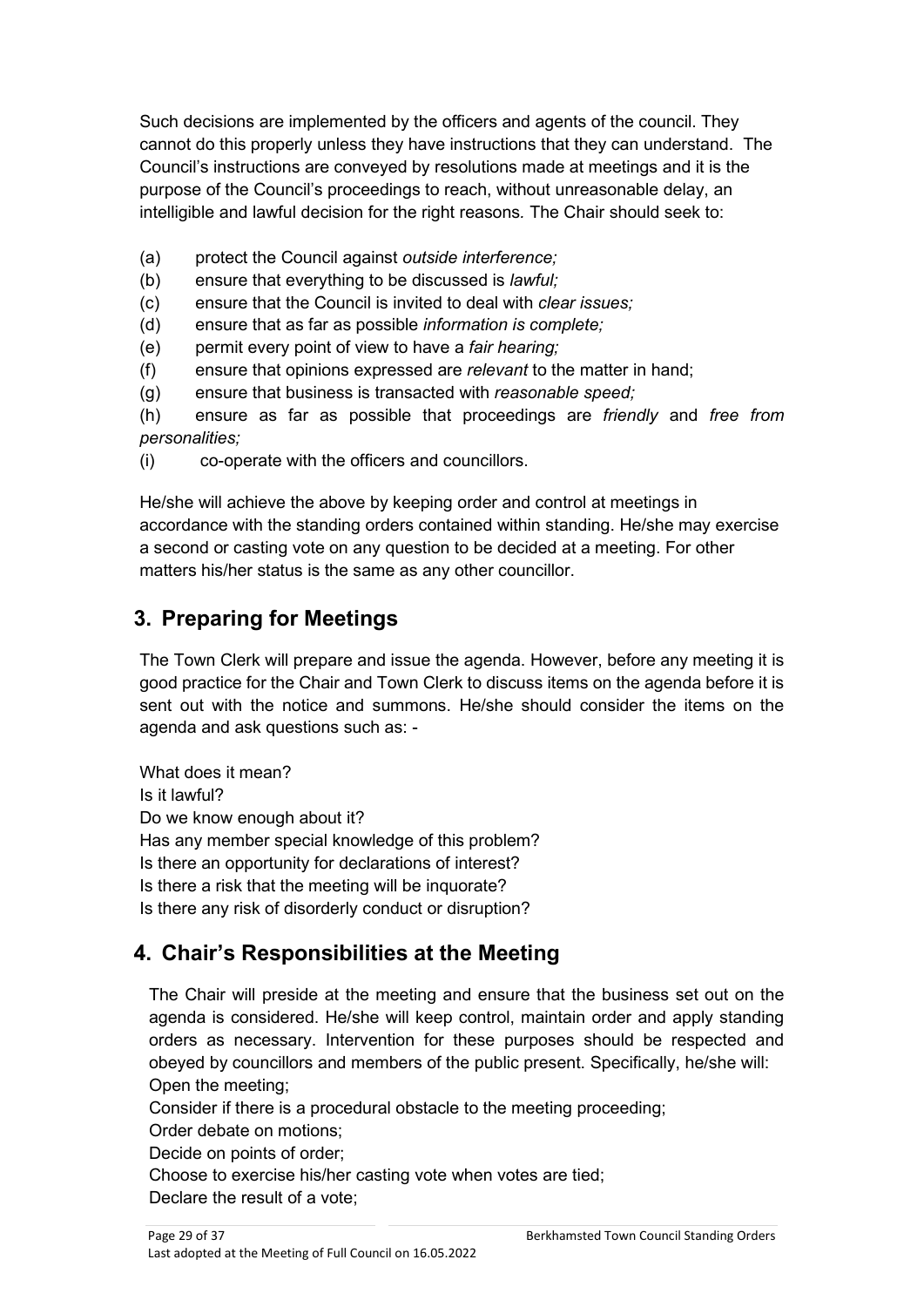Such decisions are implemented by the officers and agents of the council. They cannot do this properly unless they have instructions that they can understand. The Council's instructions are conveyed by resolutions made at meetings and it is the purpose of the Council's proceedings to reach, without unreasonable delay, an intelligible and lawful decision for the right reasons. The Chair should seek to:

(a) protect the Council against *outside interference;*
(b) ensure that everything to be discussed is *lawful;*
(c) ensure that the Council is invited to deal with *clear issues;*
(d) ensure that as far as possible *information is complete;*
(e) permit every point of view to have a *fair hearing;*
(f) ensure that opinions expressed are *relevant* to the matter in hand;
(g) ensure that business is transacted with *reasonable speed;*
(h) ensure as far as possible that proceedings are *friendly* and *free from personalities;*
(i) co-operate with the officers and councillors.

He/she will achieve the above by keeping order and control at meetings in accordance with the standing orders contained within standing. He/she may exercise a second or casting vote on any question to be decided at a meeting. For other matters his/her status is the same as any other councillor.

## 3. Preparing for Meetings

The Town Clerk will prepare and issue the agenda. However, before any meeting it is good practice for the Chair and Town Clerk to discuss items on the agenda before it is sent out with the notice and summons. He/she should consider the items on the agenda and ask questions such as: -

What does it mean?
Is it lawful?
Do we know enough about it?
Has any member special knowledge of this problem?
Is there an opportunity for declarations of interest?
Is there a risk that the meeting will be inquorate?
Is there any risk of disorderly conduct or disruption?

## 4. Chair's Responsibilities at the Meeting

The Chair will preside at the meeting and ensure that the business set out on the agenda is considered. He/she will keep control, maintain order and apply standing orders as necessary. Intervention for these purposes should be respected and obeyed by councillors and members of the public present. Specifically, he/she will:
Open the meeting;
Consider if there is a procedural obstacle to the meeting proceeding;
Order debate on motions;
Decide on points of order;
Choose to exercise his/her casting vote when votes are tied;
Declare the result of a vote;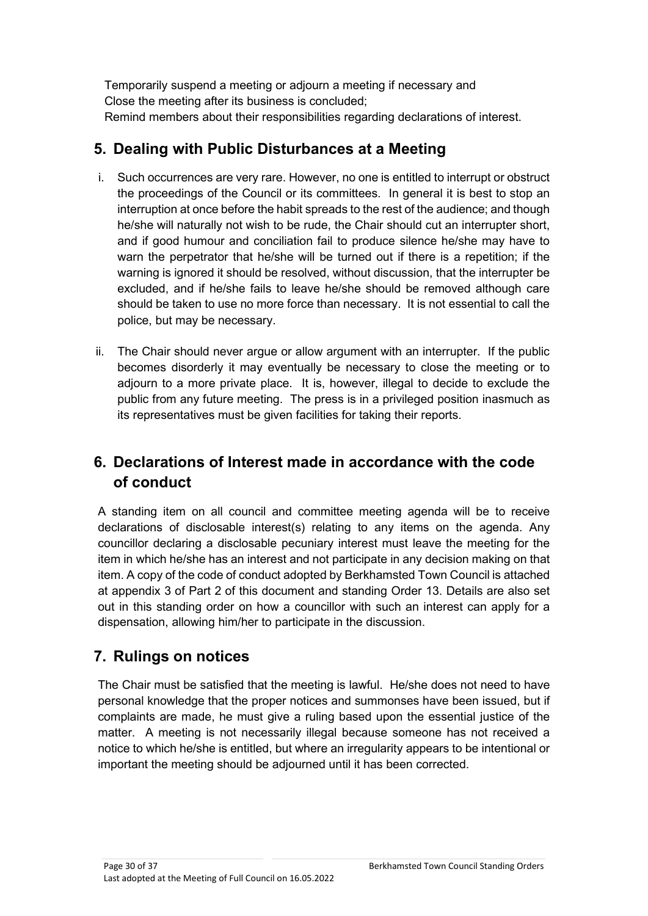Temporarily suspend a meeting or adjourn a meeting if necessary and
Close the meeting after its business is concluded;
Remind members about their responsibilities regarding declarations of interest.

## 5. Dealing with Public Disturbances at a Meeting

i. Such occurrences are very rare. However, no one is entitled to interrupt or obstruct the proceedings of the Council or its committees. In general it is best to stop an interruption at once before the habit spreads to the rest of the audience; and though he/she will naturally not wish to be rude, the Chair should cut an interrupter short, and if good humour and conciliation fail to produce silence he/she may have to warn the perpetrator that he/she will be turned out if there is a repetition; if the warning is ignored it should be resolved, without discussion, that the interrupter be excluded, and if he/she fails to leave he/she should be removed although care should be taken to use no more force than necessary. It is not essential to call the police, but may be necessary.

ii. The Chair should never argue or allow argument with an interrupter. If the public becomes disorderly it may eventually be necessary to close the meeting or to adjourn to a more private place. It is, however, illegal to decide to exclude the public from any future meeting. The press is in a privileged position inasmuch as its representatives must be given facilities for taking their reports.

## 6. Declarations of Interest made in accordance with the code of conduct

A standing item on all council and committee meeting agenda will be to receive declarations of disclosable interest(s) relating to any items on the agenda. Any councillor declaring a disclosable pecuniary interest must leave the meeting for the item in which he/she has an interest and not participate in any decision making on that item. A copy of the code of conduct adopted by Berkhamsted Town Council is attached at appendix 3 of Part 2 of this document and standing Order 13. Details are also set out in this standing order on how a councillor with such an interest can apply for a dispensation, allowing him/her to participate in the discussion.

## 7. Rulings on notices

The Chair must be satisfied that the meeting is lawful. He/she does not need to have personal knowledge that the proper notices and summonses have been issued, but if complaints are made, he must give a ruling based upon the essential justice of the matter. A meeting is not necessarily illegal because someone has not received a notice to which he/she is entitled, but where an irregularity appears to be intentional or important the meeting should be adjourned until it has been corrected.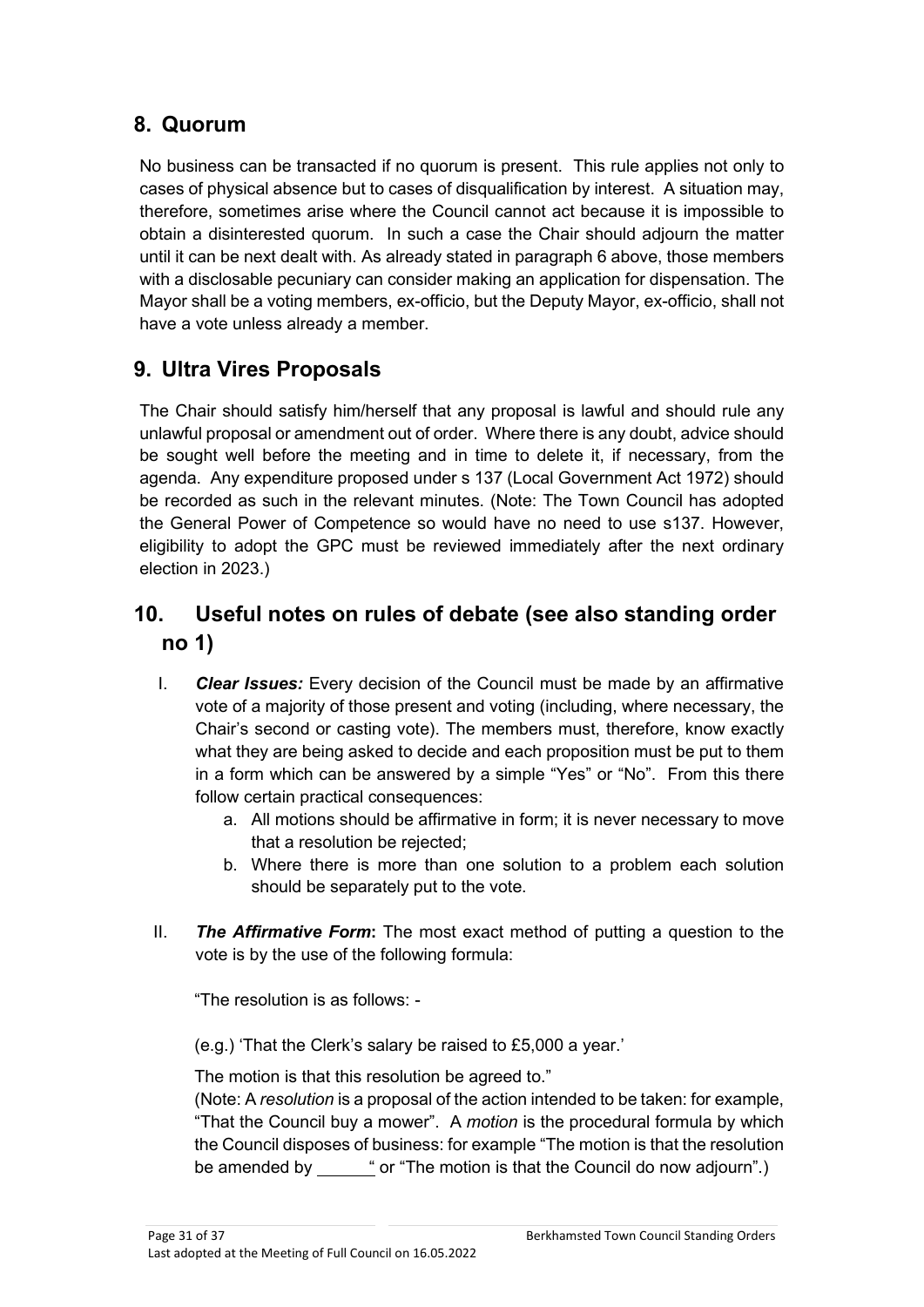## 8. Quorum

No business can be transacted if no quorum is present. This rule applies not only to cases of physical absence but to cases of disqualification by interest. A situation may, therefore, sometimes arise where the Council cannot act because it is impossible to obtain a disinterested quorum. In such a case the Chair should adjourn the matter until it can be next dealt with. As already stated in paragraph 6 above, those members with a disclosable pecuniary can consider making an application for dispensation. The Mayor shall be a voting members, ex-officio, but the Deputy Mayor, ex-officio, shall not have a vote unless already a member.

## 9. Ultra Vires Proposals

The Chair should satisfy him/herself that any proposal is lawful and should rule any unlawful proposal or amendment out of order. Where there is any doubt, advice should be sought well before the meeting and in time to delete it, if necessary, from the agenda. Any expenditure proposed under s 137 (Local Government Act 1972) should be recorded as such in the relevant minutes. (Note: The Town Council has adopted the General Power of Competence so would have no need to use s137. However, eligibility to adopt the GPC must be reviewed immediately after the next ordinary election in 2023.)

## 10. Useful notes on rules of debate (see also standing order no 1)

I. ***Clear Issues:*** Every decision of the Council must be made by an affirmative vote of a majority of those present and voting (including, where necessary, the Chair's second or casting vote). The members must, therefore, know exactly what they are being asked to decide and each proposition must be put to them in a form which can be answered by a simple "Yes" or "No". From this there follow certain practical consequences:
   a. All motions should be affirmative in form; it is never necessary to move that a resolution be rejected;
   b. Where there is more than one solution to a problem each solution should be separately put to the vote.

II. ***The Affirmative Form*:** The most exact method of putting a question to the vote is by the use of the following formula:

   "The resolution is as follows: -

   (e.g.) 'That the Clerk's salary be raised to £5,000 a year.'

   The motion is that this resolution be agreed to."
   (Note: A *resolution* is a proposal of the action intended to be taken: for example, "That the Council buy a mower". A *motion* is the procedural formula by which the Council disposes of business: for example "The motion is that the resolution be amended by ______" or "The motion is that the Council do now adjourn".)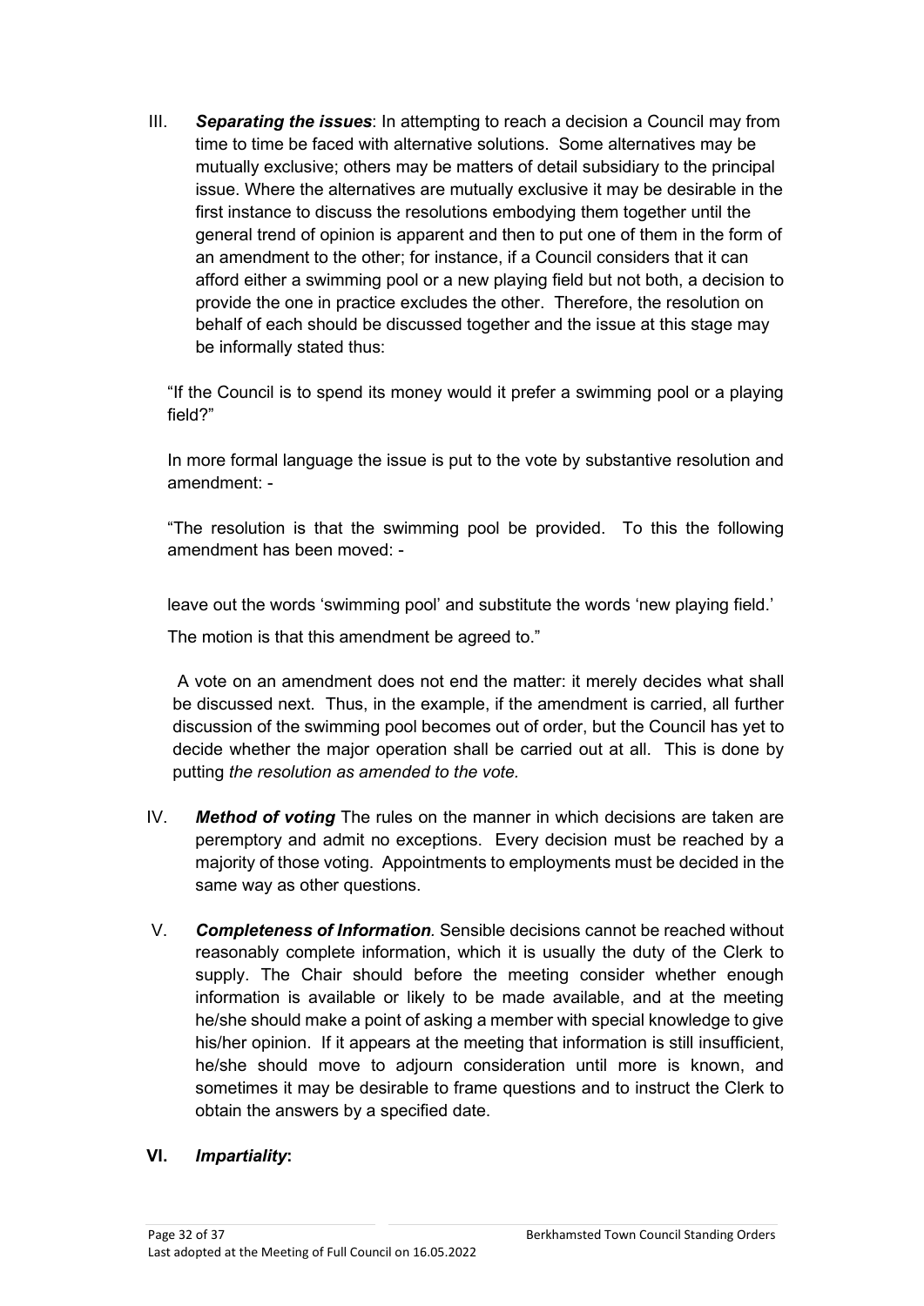III. ***Separating the issues***: In attempting to reach a decision a Council may from time to time be faced with alternative solutions. Some alternatives may be mutually exclusive; others may be matters of detail subsidiary to the principal issue. Where the alternatives are mutually exclusive it may be desirable in the first instance to discuss the resolutions embodying them together until the general trend of opinion is apparent and then to put one of them in the form of an amendment to the other; for instance, if a Council considers that it can afford either a swimming pool or a new playing field but not both, a decision to provide the one in practice excludes the other. Therefore, the resolution on behalf of each should be discussed together and the issue at this stage may be informally stated thus:

"If the Council is to spend its money would it prefer a swimming pool or a playing field?"

In more formal language the issue is put to the vote by substantive resolution and amendment: -

"The resolution is that the swimming pool be provided. To this the following amendment has been moved: -

leave out the words 'swimming pool' and substitute the words 'new playing field.'

The motion is that this amendment be agreed to."

A vote on an amendment does not end the matter: it merely decides what shall be discussed next. Thus, in the example, if the amendment is carried, all further discussion of the swimming pool becomes out of order, but the Council has yet to decide whether the major operation shall be carried out at all. This is done by putting *the resolution as amended to the vote.*

IV. ***Method of voting*** The rules on the manner in which decisions are taken are peremptory and admit no exceptions. Every decision must be reached by a majority of those voting. Appointments to employments must be decided in the same way as other questions.

V. ***Completeness of Information****.* Sensible decisions cannot be reached without reasonably complete information, which it is usually the duty of the Clerk to supply. The Chair should before the meeting consider whether enough information is available or likely to be made available, and at the meeting he/she should make a point of asking a member with special knowledge to give his/her opinion. If it appears at the meeting that information is still insufficient, he/she should move to adjourn consideration until more is known, and sometimes it may be desirable to frame questions and to instruct the Clerk to obtain the answers by a specified date.

**VI. *Impartiality*:**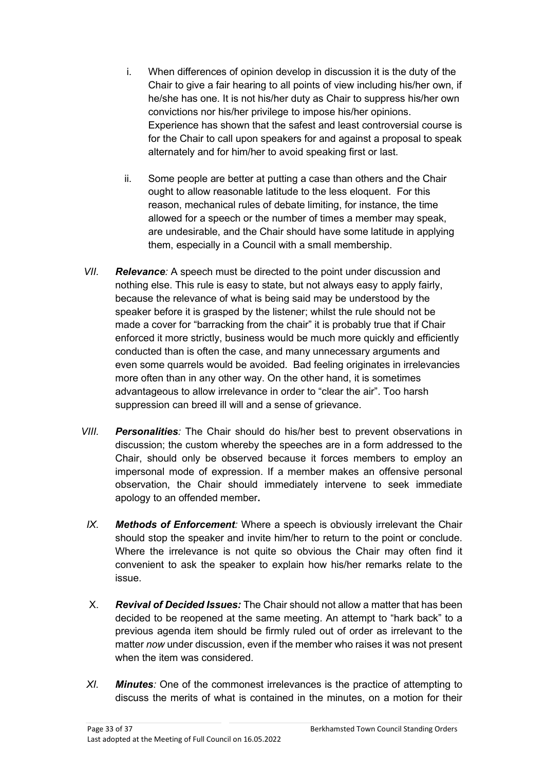i. When differences of opinion develop in discussion it is the duty of the Chair to give a fair hearing to all points of view including his/her own, if he/she has one. It is not his/her duty as Chair to suppress his/her own convictions nor his/her privilege to impose his/her opinions. Experience has shown that the safest and least controversial course is for the Chair to call upon speakers for and against a proposal to speak alternately and for him/her to avoid speaking first or last.

ii. Some people are better at putting a case than others and the Chair ought to allow reasonable latitude to the less eloquent. For this reason, mechanical rules of debate limiting, for instance, the time allowed for a speech or the number of times a member may speak, are undesirable, and the Chair should have some latitude in applying them, especially in a Council with a small membership.

VII. ***Relevance****:* A speech must be directed to the point under discussion and nothing else. This rule is easy to state, but not always easy to apply fairly, because the relevance of what is being said may be understood by the speaker before it is grasped by the listener; whilst the rule should not be made a cover for "barracking from the chair" it is probably true that if Chair enforced it more strictly, business would be much more quickly and efficiently conducted than is often the case, and many unnecessary arguments and even some quarrels would be avoided. Bad feeling originates in irrelevancies more often than in any other way. On the other hand, it is sometimes advantageous to allow irrelevance in order to "clear the air". Too harsh suppression can breed ill will and a sense of grievance.

VIII. ***Personalities****:* The Chair should do his/her best to prevent observations in discussion; the custom whereby the speeches are in a form addressed to the Chair, should only be observed because it forces members to employ an impersonal mode of expression. If a member makes an offensive personal observation, the Chair should immediately intervene to seek immediate apology to an offended member**.**

IX. ***Methods of Enforcement****:* Where a speech is obviously irrelevant the Chair should stop the speaker and invite him/her to return to the point or conclude. Where the irrelevance is not quite so obvious the Chair may often find it convenient to ask the speaker to explain how his/her remarks relate to the issue.

X. ***Revival of Decided Issues:*** The Chair should not allow a matter that has been decided to be reopened at the same meeting. An attempt to "hark back" to a previous agenda item should be firmly ruled out of order as irrelevant to the matter *now* under discussion, even if the member who raises it was not present when the item was considered.

XI. ***Minutes****:* One of the commonest irrelevances is the practice of attempting to discuss the merits of what is contained in the minutes, on a motion for their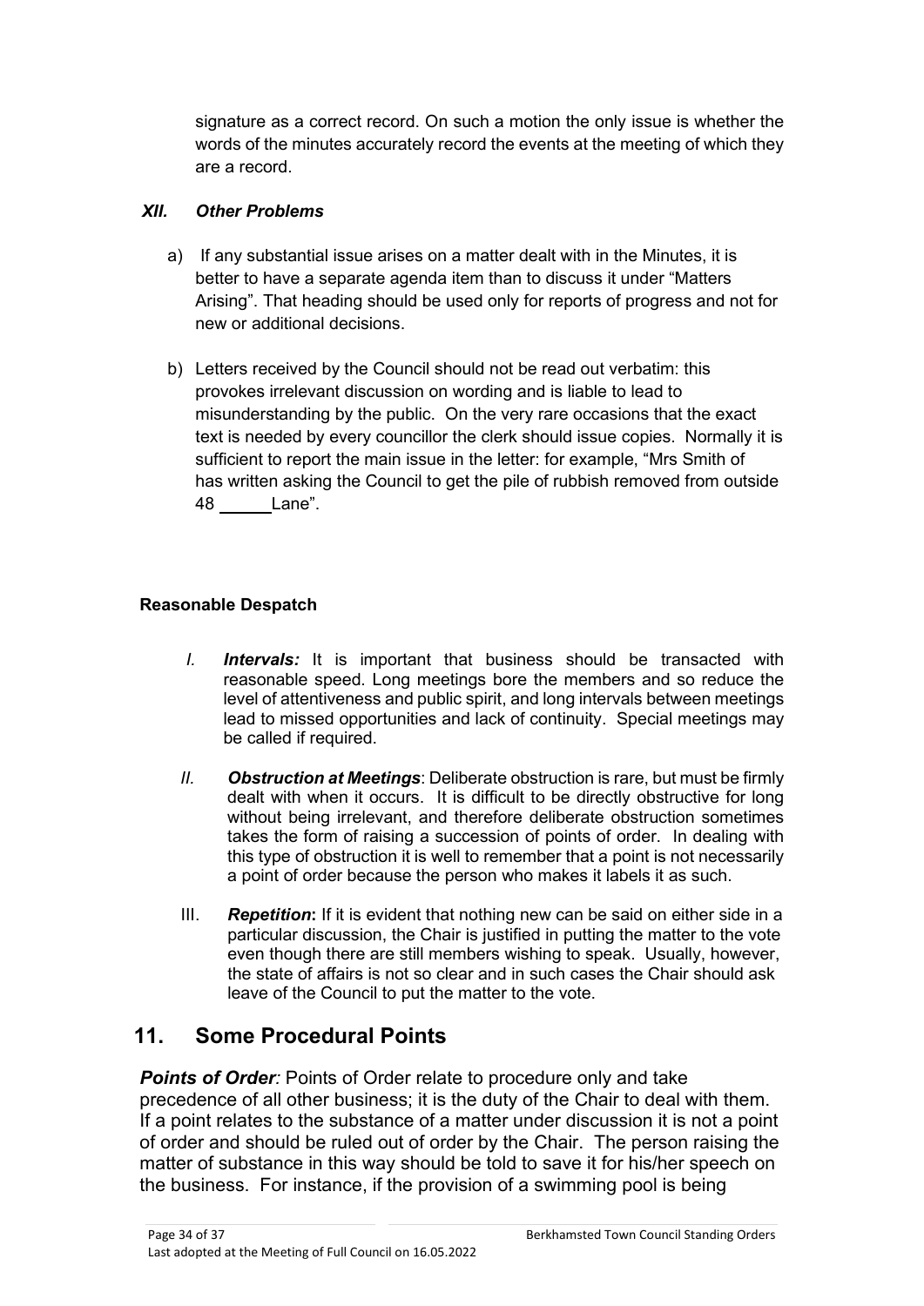signature as a correct record. On such a motion the only issue is whether the words of the minutes accurately record the events at the meeting of which they are a record.

### *XII. Other Problems*

a) If any substantial issue arises on a matter dealt with in the Minutes, it is better to have a separate agenda item than to discuss it under "Matters Arising". That heading should be used only for reports of progress and not for new or additional decisions.

b) Letters received by the Council should not be read out verbatim: this provokes irrelevant discussion on wording and is liable to lead to misunderstanding by the public. On the very rare occasions that the exact text is needed by every councillor the clerk should issue copies. Normally it is sufficient to report the main issue in the letter: for example, "Mrs Smith of has written asking the Council to get the pile of rubbish removed from outside 48 ______Lane".

**Reasonable Despatch**

I. ***Intervals:*** It is important that business should be transacted with reasonable speed. Long meetings bore the members and so reduce the level of attentiveness and public spirit, and long intervals between meetings lead to missed opportunities and lack of continuity. Special meetings may be called if required.

II. ***Obstruction at Meetings***: Deliberate obstruction is rare, but must be firmly dealt with when it occurs. It is difficult to be directly obstructive for long without being irrelevant, and therefore deliberate obstruction sometimes takes the form of raising a succession of points of order. In dealing with this type of obstruction it is well to remember that a point is not necessarily a point of order because the person who makes it labels it as such.

III. ***Repetition*:** If it is evident that nothing new can be said on either side in a particular discussion, the Chair is justified in putting the matter to the vote even though there are still members wishing to speak. Usually, however, the state of affairs is not so clear and in such cases the Chair should ask leave of the Council to put the matter to the vote.

## 11. Some Procedural Points

***Points of Order****:* Points of Order relate to procedure only and take precedence of all other business; it is the duty of the Chair to deal with them. If a point relates to the substance of a matter under discussion it is not a point of order and should be ruled out of order by the Chair. The person raising the matter of substance in this way should be told to save it for his/her speech on the business. For instance, if the provision of a swimming pool is being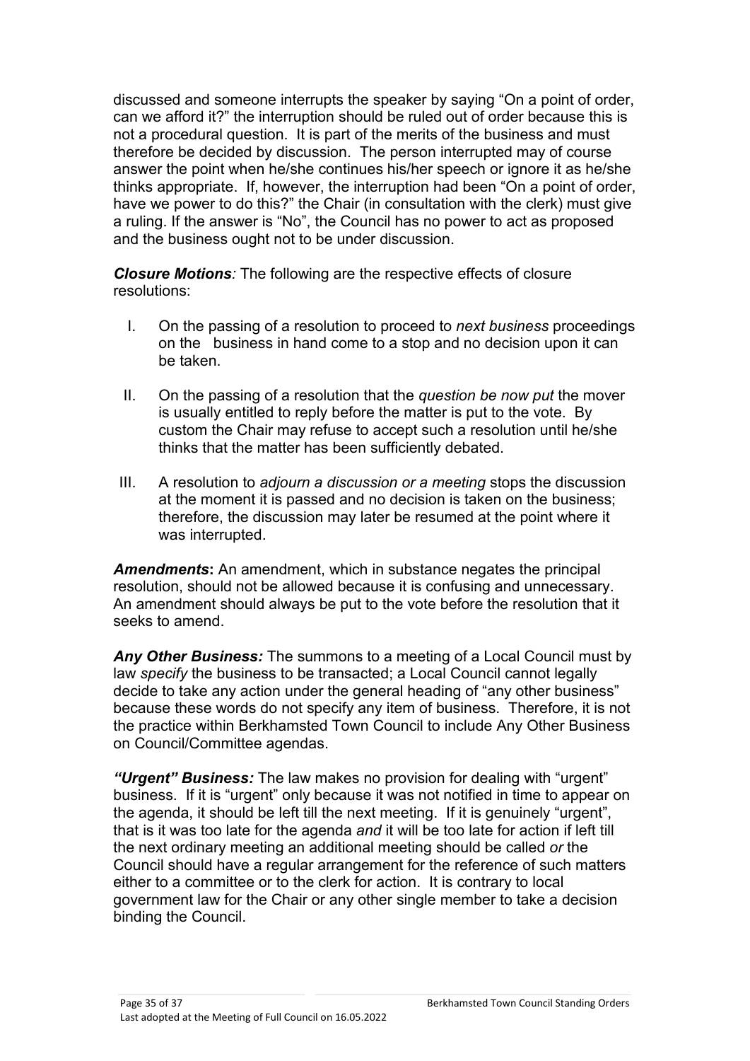discussed and someone interrupts the speaker by saying "On a point of order, can we afford it?" the interruption should be ruled out of order because this is not a procedural question. It is part of the merits of the business and must therefore be decided by discussion. The person interrupted may of course answer the point when he/she continues his/her speech or ignore it as he/she thinks appropriate. If, however, the interruption had been "On a point of order, have we power to do this?" the Chair (in consultation with the clerk) must give a ruling. If the answer is "No", the Council has no power to act as proposed and the business ought not to be under discussion.

***Closure Motions****:* The following are the respective effects of closure resolutions:

I. On the passing of a resolution to proceed to *next business* proceedings on the business in hand come to a stop and no decision upon it can be taken.

II. On the passing of a resolution that the *question be now put* the mover is usually entitled to reply before the matter is put to the vote. By custom the Chair may refuse to accept such a resolution until he/she thinks that the matter has been sufficiently debated.

III. A resolution to *adjourn a discussion or a meeting* stops the discussion at the moment it is passed and no decision is taken on the business; therefore, the discussion may later be resumed at the point where it was interrupted.

***Amendments*****:** An amendment, which in substance negates the principal resolution, should not be allowed because it is confusing and unnecessary. An amendment should always be put to the vote before the resolution that it seeks to amend.

***Any Other Business:*** The summons to a meeting of a Local Council must by law *specify* the business to be transacted; a Local Council cannot legally decide to take any action under the general heading of "any other business" because these words do not specify any item of business. Therefore, it is not the practice within Berkhamsted Town Council to include Any Other Business on Council/Committee agendas.

***"Urgent" Business:*** The law makes no provision for dealing with "urgent" business. If it is "urgent" only because it was not notified in time to appear on the agenda, it should be left till the next meeting. If it is genuinely "urgent", that is it was too late for the agenda *and* it will be too late for action if left till the next ordinary meeting an additional meeting should be called *or* the Council should have a regular arrangement for the reference of such matters either to a committee or to the clerk for action. It is contrary to local government law for the Chair or any other single member to take a decision binding the Council.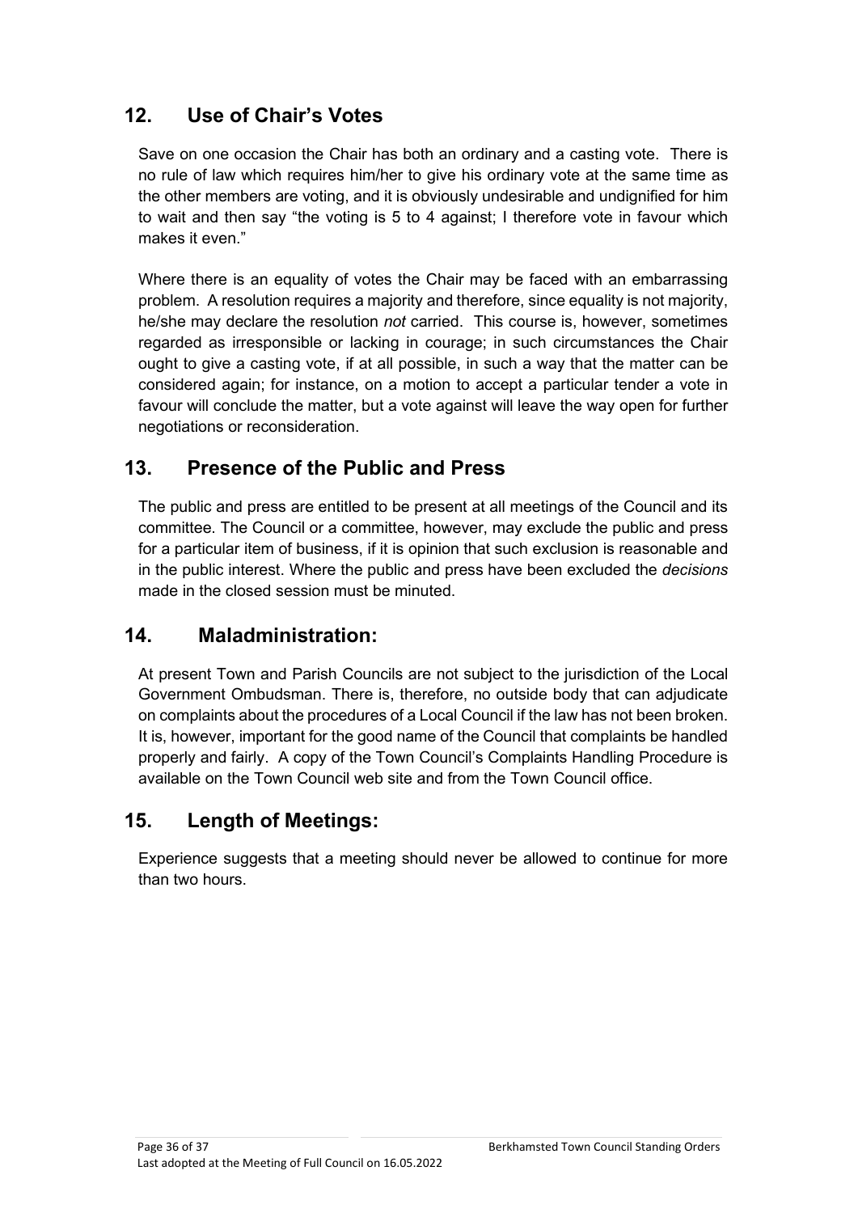## 12. Use of Chair's Votes

Save on one occasion the Chair has both an ordinary and a casting vote. There is no rule of law which requires him/her to give his ordinary vote at the same time as the other members are voting, and it is obviously undesirable and undignified for him to wait and then say "the voting is 5 to 4 against; I therefore vote in favour which makes it even."

Where there is an equality of votes the Chair may be faced with an embarrassing problem. A resolution requires a majority and therefore, since equality is not majority, he/she may declare the resolution *not* carried. This course is, however, sometimes regarded as irresponsible or lacking in courage; in such circumstances the Chair ought to give a casting vote, if at all possible, in such a way that the matter can be considered again; for instance, on a motion to accept a particular tender a vote in favour will conclude the matter, but a vote against will leave the way open for further negotiations or reconsideration.

## 13. Presence of the Public and Press

The public and press are entitled to be present at all meetings of the Council and its committee. The Council or a committee, however, may exclude the public and press for a particular item of business, if it is opinion that such exclusion is reasonable and in the public interest. Where the public and press have been excluded the *decisions* made in the closed session must be minuted.

## 14. Maladministration:

At present Town and Parish Councils are not subject to the jurisdiction of the Local Government Ombudsman. There is, therefore, no outside body that can adjudicate on complaints about the procedures of a Local Council if the law has not been broken. It is, however, important for the good name of the Council that complaints be handled properly and fairly. A copy of the Town Council's Complaints Handling Procedure is available on the Town Council web site and from the Town Council office.

## 15. Length of Meetings:

Experience suggests that a meeting should never be allowed to continue for more than two hours.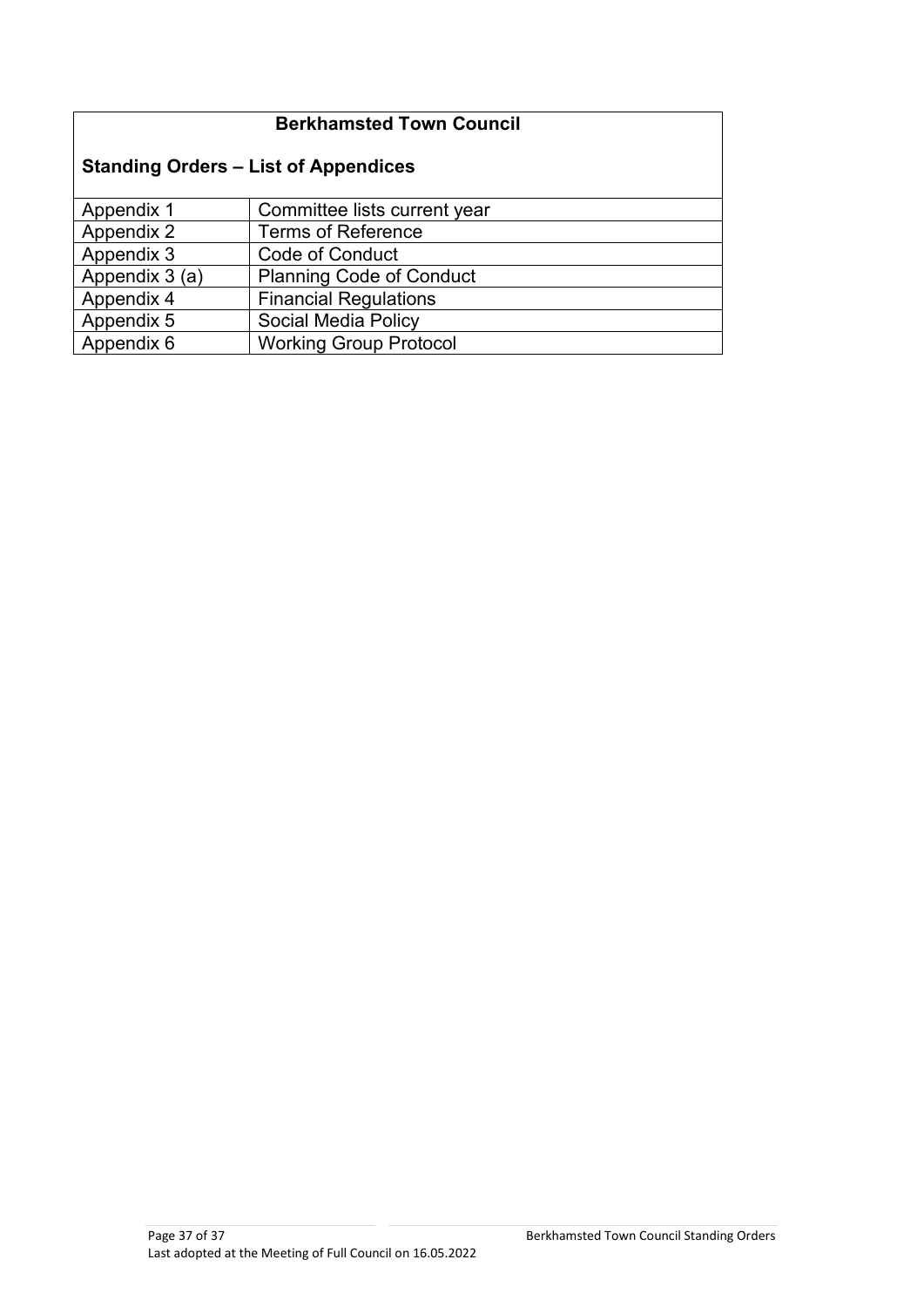**Berkhamsted Town Council**

**Standing Orders – List of Appendices**

| | |
|---|---|
| Appendix 1 | Committee lists current year |
| Appendix 2 | Terms of Reference |
| Appendix 3 | Code of Conduct |
| Appendix 3 (a) | Planning Code of Conduct |
| Appendix 4 | Financial Regulations |
| Appendix 5 | Social Media Policy |
| Appendix 6 | Working Group Protocol |